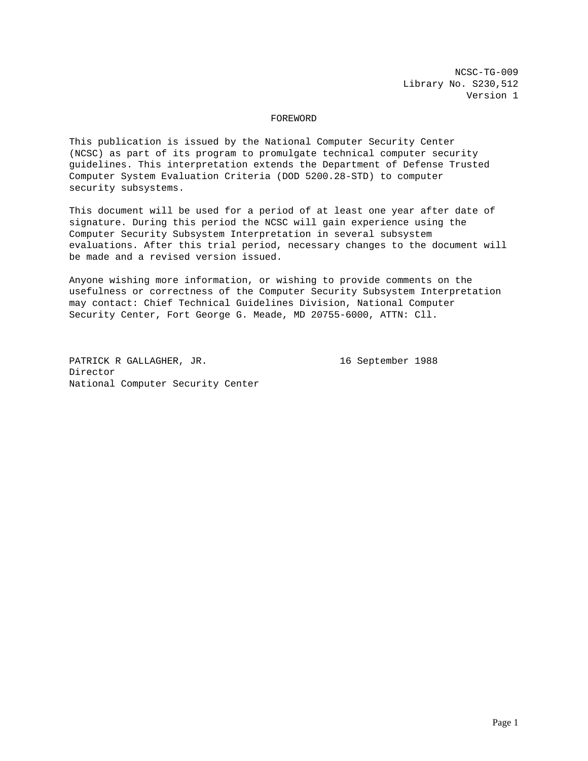NCSC-TG-009
Library No. S230,512
Version 1

## FOREWORD

This publication is issued by the National Computer Security Center (NCSC) as part of its program to promulgate technical computer security guidelines. This interpretation extends the Department of Defense Trusted Computer System Evaluation Criteria (DOD 5200.28-STD) to computer security subsystems.

This document will be used for a period of at least one year after date of signature. During this period the NCSC will gain experience using the Computer Security Subsystem Interpretation in several subsystem evaluations. After this trial period, necessary changes to the document will be made and a revised version issued.

Anyone wishing more information, or wishing to provide comments on the usefulness or correctness of the Computer Security Subsystem Interpretation may contact: Chief Technical Guidelines Division, National Computer Security Center, Fort George G. Meade, MD 20755-6000, ATTN: Cll.

PATRICK R GALLAGHER, JR.
Director
National Computer Security Center

16 September 1988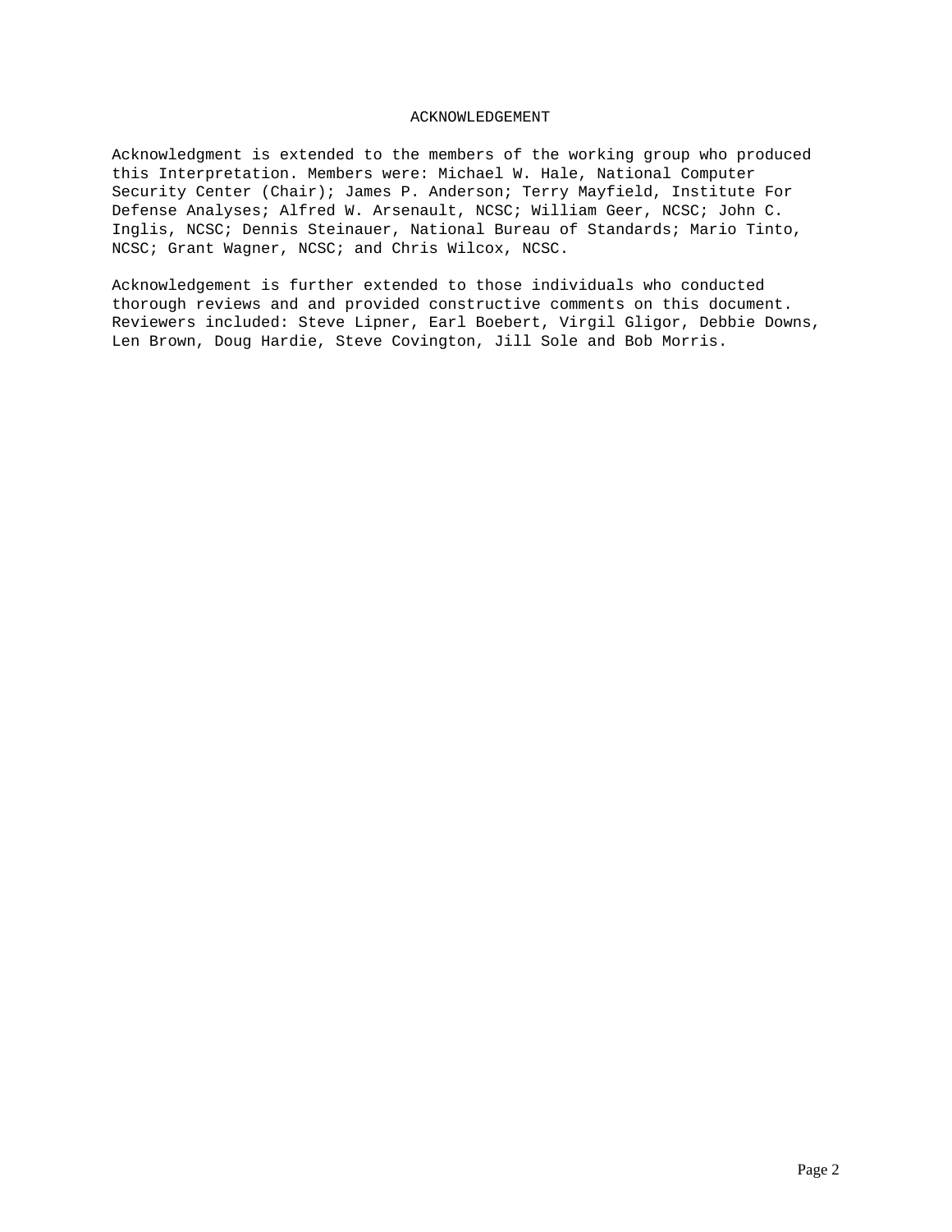# ACKNOWLEDGEMENT

Acknowledgment is extended to the members of the working group who produced this Interpretation. Members were: Michael W. Hale, National Computer Security Center (Chair); James P. Anderson; Terry Mayfield, Institute For Defense Analyses; Alfred W. Arsenault, NCSC; William Geer, NCSC; John C. Inglis, NCSC; Dennis Steinauer, National Bureau of Standards; Mario Tinto, NCSC; Grant Wagner, NCSC; and Chris Wilcox, NCSC.

Acknowledgement is further extended to those individuals who conducted thorough reviews and and provided constructive comments on this document. Reviewers included: Steve Lipner, Earl Boebert, Virgil Gligor, Debbie Downs, Len Brown, Doug Hardie, Steve Covington, Jill Sole and Bob Morris.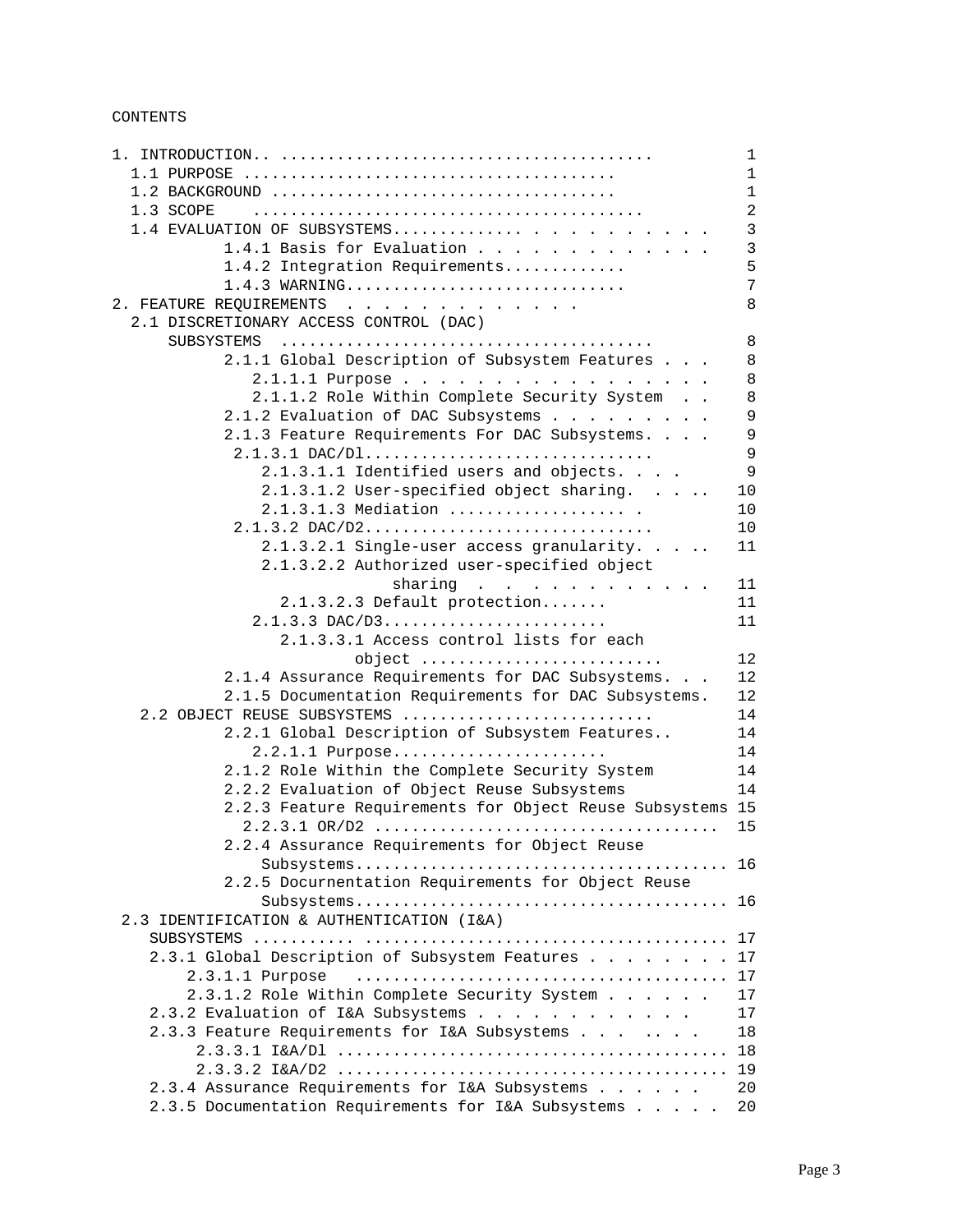CONTENTS

```
1. INTRODUCTION.. .......................................        1
  1.1 PURPOSE .......................................            1
  1.2 BACKGROUND ....................................            1
  1.3 SCOPE    ........................................          2
  1.4 EVALUATION OF SUBSYSTEMS............ . . . . . . . . .     3
          1.4.1 Basis for Evaluation . . . . . . . . . . . . .   3
          1.4.2 Integration Requirements.............            5
          1.4.3 WARNING.............................             7
2. FEATURE REQUIREMENTS  . . . . . . . . . . . .                 8
  2.1 DISCRETIONARY ACCESS CONTROL (DAC)
      SUBSYSTEMS  .......................................        8
          2.1.1 Global Description of Subsystem Features . . .   8
             2.1.1.1 Purpose . . . . . . . . . . . . . . . . .   8
             2.1.1.2 Role Within Complete Security System  . .   8
          2.1.2 Evaluation of DAC Subsystems . . . . . . . . .   9
          2.1.3 Feature Requirements For DAC Subsystems. . . .   9
           2.1.3.1 DAC/Dl..............................          9
              2.1.3.1.1 Identified users and objects. . . .      9
              2.1.3.1.2 User-specified object sharing.  . . ..  10
              2.1.3.1.3 Mediation .................. .           10
           2.1.3.2 DAC/D2..............................         10
              2.1.3.2.1 Single-user access granularity. . . ..  11
              2.1.3.2.2 Authorized user-specified object
                            sharing  .  .  . . . . . . . . .    11
                2.1.3.2.3 Default protection.......             11
             2.1.3.3 DAC/D3.......................              11
                2.1.3.3.1 Access control lists for each
                        object .........................        12
          2.1.4 Assurance Requirements for DAC Subsystems. . .  12
          2.1.5 Documentation Requirements for DAC Subsystems.  12
   2.2 OBJECT REUSE SUBSYSTEMS .........................        14
          2.2.1 Global Description of Subsystem Features..      14
             2.2.1.1 Purpose......................              14
          2.1.2 Role Within the Complete Security System        14
          2.2.2 Evaluation of Object Reuse Subsystems           14
          2.2.3 Feature Requirements for Object Reuse Subsystems 15
            2.2.3.1 OR/D2 ...................................  15
          2.2.4 Assurance Requirements for Object Reuse
              Subsystems....................................... 16
          2.2.5 Docurnentation Requirements for Object Reuse
              Subsystems....................................... 16
 2.3 IDENTIFICATION & AUTHENTICATION (I&A)
    SUBSYSTEMS ........... ..................................... 17
    2.3.1 Global Description of Subsystem Features . . . . . . . . 17
        2.3.1.1 Purpose   ...................................... 17
        2.3.1.2 Role Within Complete Security System . . . . . .  17
    2.3.2 Evaluation of I&A Subsystems . . . . . . . . . . . .    17
    2.3.3 Feature Requirements for I&A Subsystems . . . . .. . .  18
         2.3.3.1 I&A/Dl ....................................... 18
         2.3.3.2 I&A/D2 ....................................... 19
    2.3.4 Assurance Requirements for I&A Subsystems . . . . . .   20
    2.3.5 Documentation Requirements for I&A Subsystems . . . . . 20
```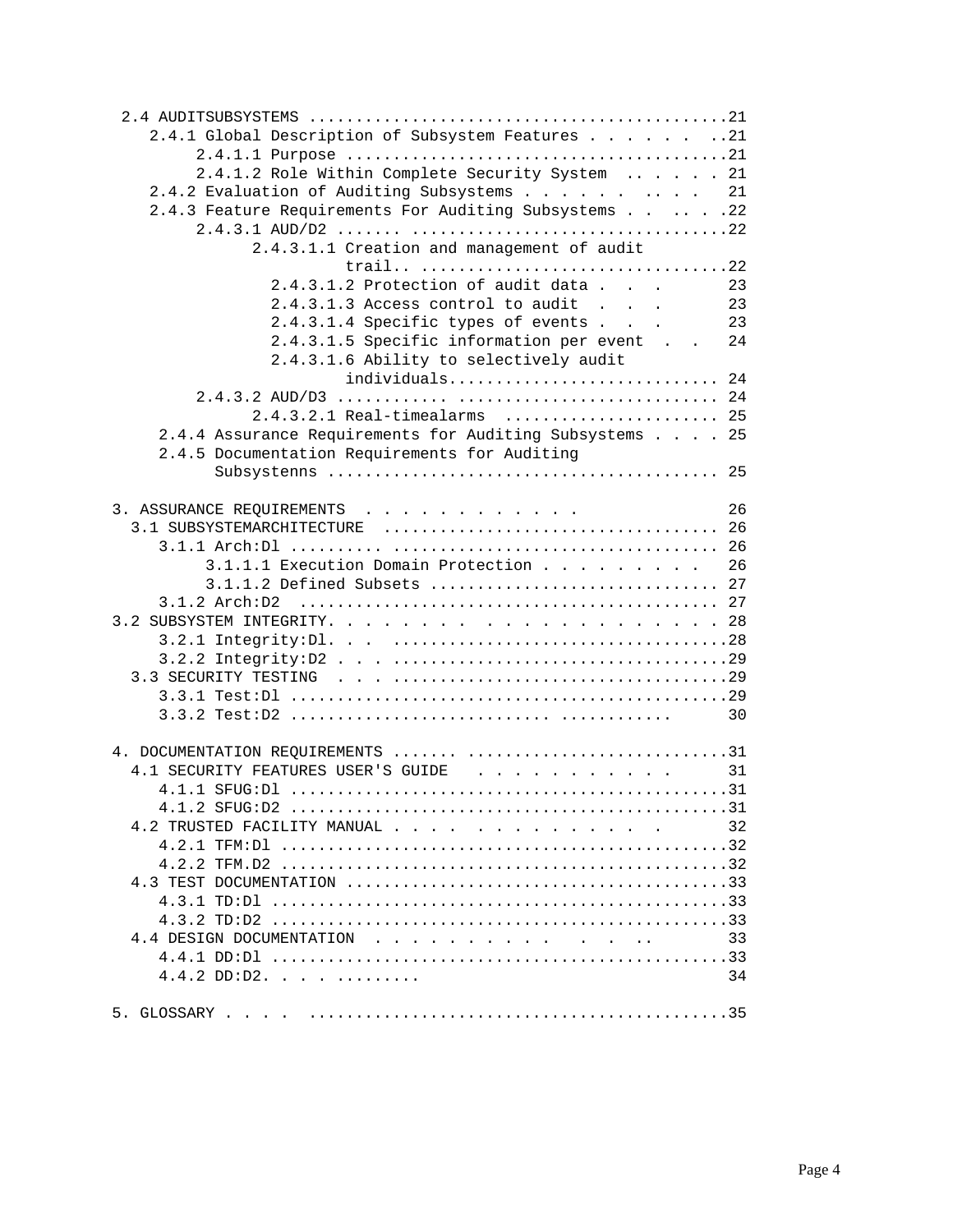2.4 AUDITSUBSYSTEMS ..........................................21
  2.4.1 Global Description of Subsystem Features . . . . . . ..21
    2.4.1.1 Purpose ......................................21
    2.4.1.2 Role Within Complete Security System .. . . . . 21
  2.4.2 Evaluation of Auditing Subsystems . . . . . . . .. . . 21
  2.4.3 Feature Requirements For Auditing Subsystems . . .. . .22
    2.4.3.1 AUD/D2 ...... ................................22
      2.4.3.1.1 Creation and management of audit trail.. ...............................22
      2.4.3.1.2 Protection of audit data . . . 23
      2.4.3.1.3 Access control to audit . . . 23
      2.4.3.1.4 Specific types of events . . . 23
      2.4.3.1.5 Specific information per event . . 24
      2.4.3.1.6 Ability to selectively audit individuals............................ 24
    2.4.3.2 AUD/D3 .......... ........................... 24
      2.4.3.2.1 Real-timealarms ...................... 25
  2.4.4 Assurance Requirements for Auditing Subsystems . . . . 25
  2.4.5 Documentation Requirements for Auditing Subsystenns ........................................ 25

3. ASSURANCE REQUIREMENTS . . . . . . . . . . . 26
  3.1 SUBSYSTEMARCHITECTURE .................................. 26
    3.1.1 Arch:Dl ......... ................................. 26
      3.1.1.1 Execution Domain Protection . . . . . . . . . 26
      3.1.1.2 Defined Subsets ............................. 27
    3.1.2 Arch:D2 .......................................... 27
3.2 SUBSYSTEM INTEGRITY. . . . . . . . . . . . . . . . . . . . . 28
    3.2.1 Integrity:Dl. . . .................................28
    3.2.2 Integrity:D2 . . . .................................29
  3.3 SECURITY TESTING . . . .................................29
    3.3.1 Test:Dl ...........................................29
    3.3.2 Test:D2 ......................... ........... 30

4. DOCUMENTATION REQUIREMENTS ...... ..........................31
  4.1 SECURITY FEATURES USER'S GUIDE . . . . . . . . . . 31
    4.1.1 SFUG:Dl ...........................................31
    4.1.2 SFUG:D2 ...........................................31
  4.2 TRUSTED FACILITY MANUAL . . . . . . . . . . . . . 32
    4.2.1 TFM:Dl ............................................32
    4.2.2 TFM.D2 ............................................32
  4.3 TEST DOCUMENTATION .......................................33
    4.3.1 TD:Dl .............................................33
    4.3.2 TD:D2 .............................................33
  4.4 DESIGN DOCUMENTATION . . . . . . . . . . . . .. 33
    4.4.1 DD:Dl .............................................33
    4.4.2 DD:D2. . . . ......... 34

5. GLOSSARY . . . . ...........................................35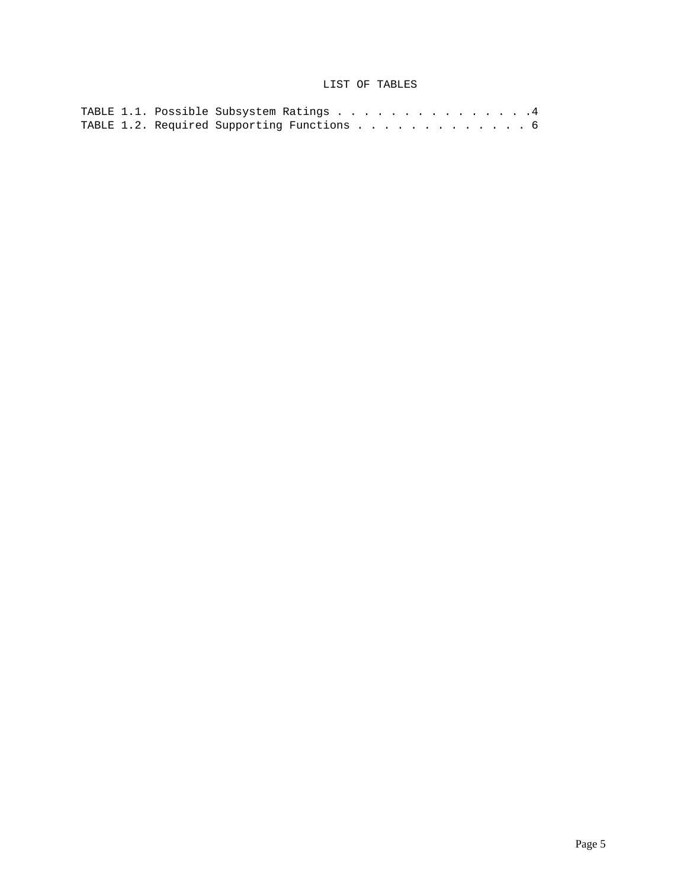# LIST OF TABLES

TABLE 1.1. Possible Subsystem Ratings . . . . . . . . . . . . . . . .4
TABLE 1.2. Required Supporting Functions . . . . . . . . . . . . . 6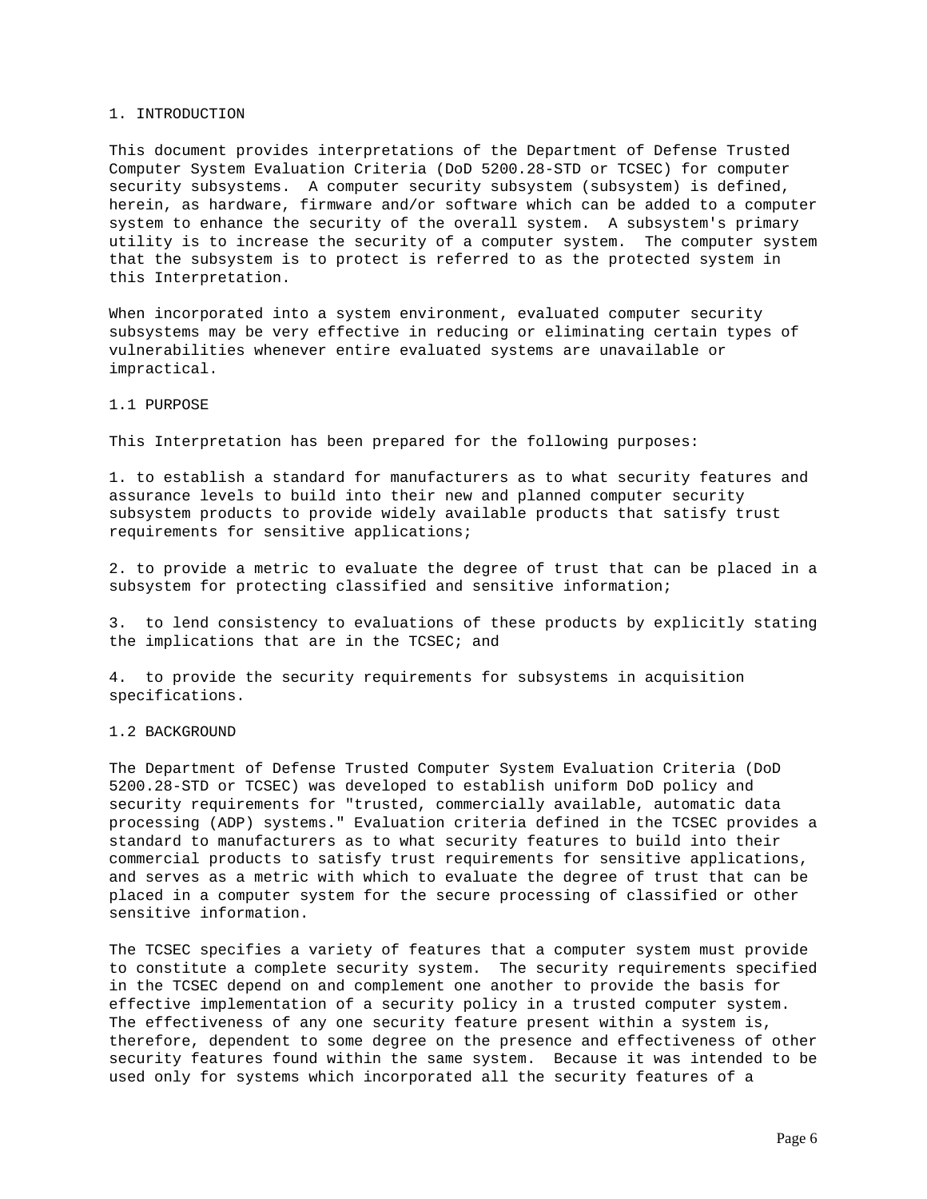# 1. INTRODUCTION

This document provides interpretations of the Department of Defense Trusted Computer System Evaluation Criteria (DoD 5200.28-STD or TCSEC) for computer security subsystems. A computer security subsystem (subsystem) is defined, herein, as hardware, firmware and/or software which can be added to a computer system to enhance the security of the overall system. A subsystem's primary utility is to increase the security of a computer system. The computer system that the subsystem is to protect is referred to as the protected system in this Interpretation.

When incorporated into a system environment, evaluated computer security subsystems may be very effective in reducing or eliminating certain types of vulnerabilities whenever entire evaluated systems are unavailable or impractical.

## 1.1 PURPOSE

This Interpretation has been prepared for the following purposes:

1. to establish a standard for manufacturers as to what security features and assurance levels to build into their new and planned computer security subsystem products to provide widely available products that satisfy trust requirements for sensitive applications;

2. to provide a metric to evaluate the degree of trust that can be placed in a subsystem for protecting classified and sensitive information;

3. to lend consistency to evaluations of these products by explicitly stating the implications that are in the TCSEC; and

4. to provide the security requirements for subsystems in acquisition specifications.

## 1.2 BACKGROUND

The Department of Defense Trusted Computer System Evaluation Criteria (DoD 5200.28-STD or TCSEC) was developed to establish uniform DoD policy and security requirements for "trusted, commercially available, automatic data processing (ADP) systems." Evaluation criteria defined in the TCSEC provides a standard to manufacturers as to what security features to build into their commercial products to satisfy trust requirements for sensitive applications, and serves as a metric with which to evaluate the degree of trust that can be placed in a computer system for the secure processing of classified or other sensitive information.

The TCSEC specifies a variety of features that a computer system must provide to constitute a complete security system. The security requirements specified in the TCSEC depend on and complement one another to provide the basis for effective implementation of a security policy in a trusted computer system. The effectiveness of any one security feature present within a system is, therefore, dependent to some degree on the presence and effectiveness of other security features found within the same system. Because it was intended to be used only for systems which incorporated all the security features of a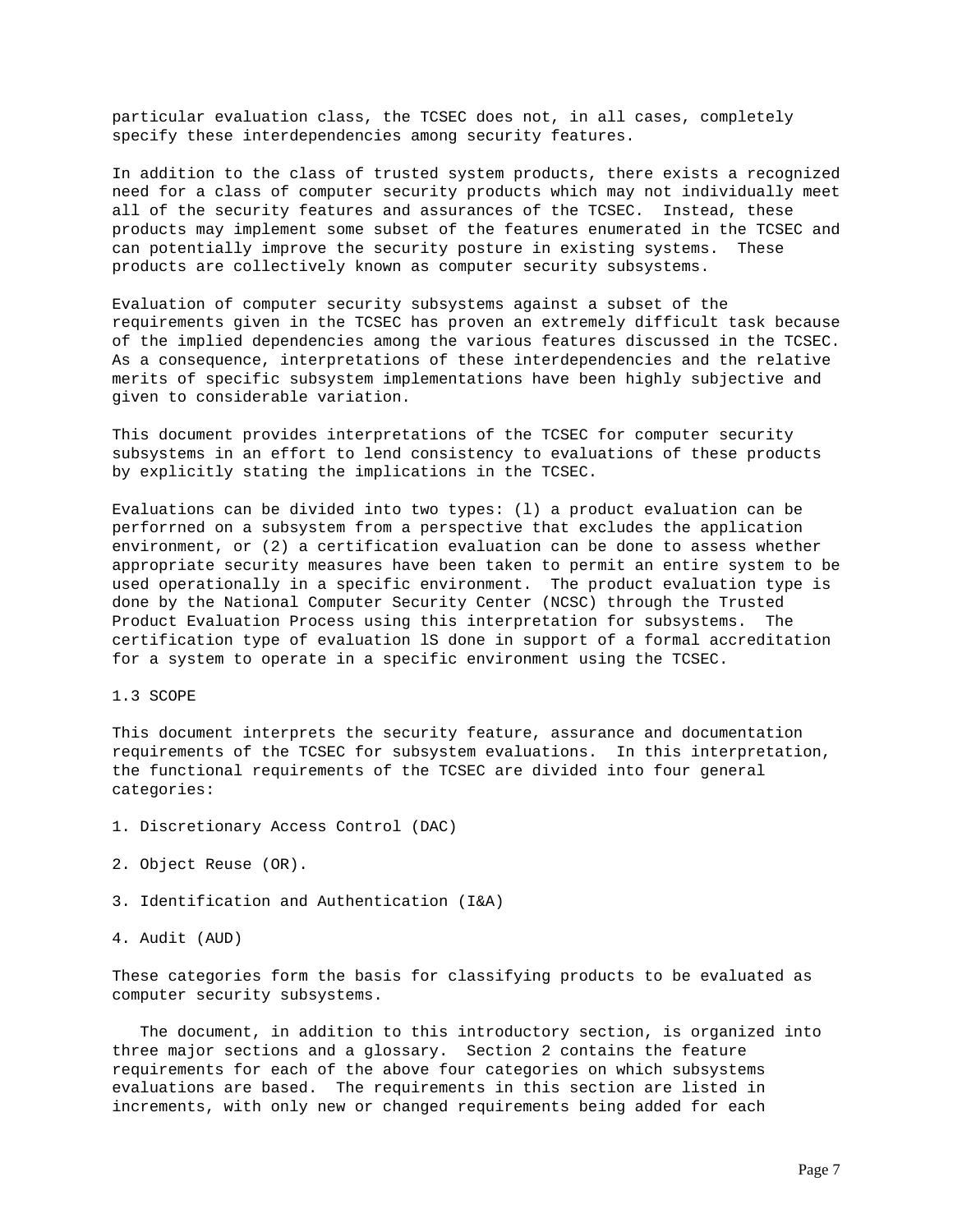particular evaluation class, the TCSEC does not, in all cases, completely specify these interdependencies among security features.

In addition to the class of trusted system products, there exists a recognized need for a class of computer security products which may not individually meet all of the security features and assurances of the TCSEC. Instead, these products may implement some subset of the features enumerated in the TCSEC and can potentially improve the security posture in existing systems. These products are collectively known as computer security subsystems.

Evaluation of computer security subsystems against a subset of the requirements given in the TCSEC has proven an extremely difficult task because of the implied dependencies among the various features discussed in the TCSEC. As a consequence, interpretations of these interdependencies and the relative merits of specific subsystem implementations have been highly subjective and given to considerable variation.

This document provides interpretations of the TCSEC for computer security subsystems in an effort to lend consistency to evaluations of these products by explicitly stating the implications in the TCSEC.

Evaluations can be divided into two types: (l) a product evaluation can be perforrned on a subsystem from a perspective that excludes the application environment, or (2) a certification evaluation can be done to assess whether appropriate security measures have been taken to permit an entire system to be used operationally in a specific environment. The product evaluation type is done by the National Computer Security Center (NCSC) through the Trusted Product Evaluation Process using this interpretation for subsystems. The certification type of evaluation lS done in support of a formal accreditation for a system to operate in a specific environment using the TCSEC.

## 1.3 SCOPE

This document interprets the security feature, assurance and documentation requirements of the TCSEC for subsystem evaluations. In this interpretation, the functional requirements of the TCSEC are divided into four general categories:

1. Discretionary Access Control (DAC)

2. Object Reuse (OR).

3. Identification and Authentication (I&A)

4. Audit (AUD)

These categories form the basis for classifying products to be evaluated as computer security subsystems.

The document, in addition to this introductory section, is organized into three major sections and a glossary. Section 2 contains the feature requirements for each of the above four categories on which subsystems evaluations are based. The requirements in this section are listed in increments, with only new or changed requirements being added for each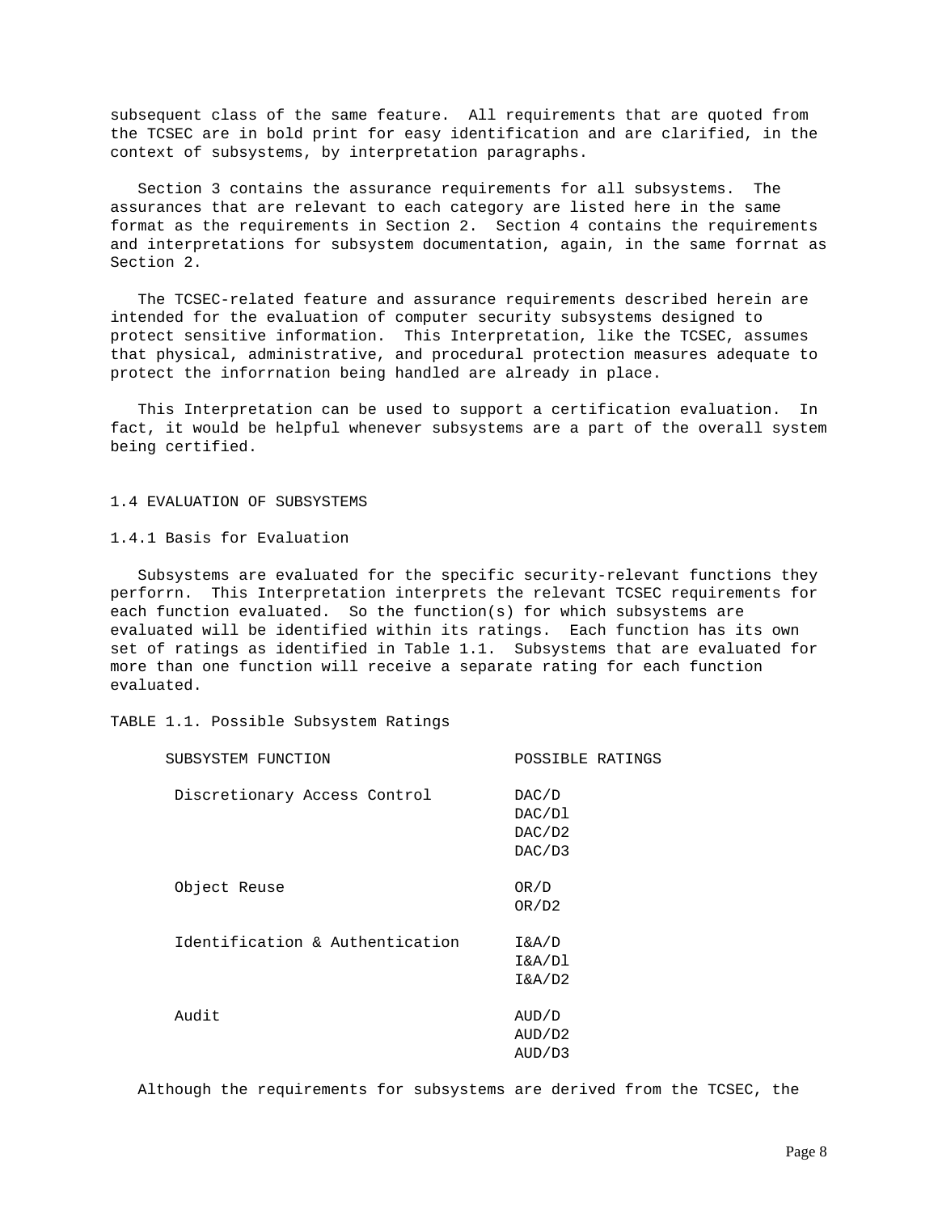subsequent class of the same feature. All requirements that are quoted from the TCSEC are in bold print for easy identification and are clarified, in the context of subsystems, by interpretation paragraphs.

Section 3 contains the assurance requirements for all subsystems. The assurances that are relevant to each category are listed here in the same format as the requirements in Section 2. Section 4 contains the requirements and interpretations for subsystem documentation, again, in the same forrnat as Section 2.

The TCSEC-related feature and assurance requirements described herein are intended for the evaluation of computer security subsystems designed to protect sensitive information. This Interpretation, like the TCSEC, assumes that physical, administrative, and procedural protection measures adequate to protect the inforrnation being handled are already in place.

This Interpretation can be used to support a certification evaluation. In fact, it would be helpful whenever subsystems are a part of the overall system being certified.

## 1.4 EVALUATION OF SUBSYSTEMS

### 1.4.1 Basis for Evaluation

Subsystems are evaluated for the specific security-relevant functions they perforrn. This Interpretation interprets the relevant TCSEC requirements for each function evaluated. So the function(s) for which subsystems are evaluated will be identified within its ratings. Each function has its own set of ratings as identified in Table 1.1. Subsystems that are evaluated for more than one function will receive a separate rating for each function evaluated.

TABLE 1.1. Possible Subsystem Ratings

| SUBSYSTEM FUNCTION | POSSIBLE RATINGS |
|---|---|
| Discretionary Access Control | DAC/D<br>DAC/Dl<br>DAC/D2<br>DAC/D3 |
| Object Reuse | OR/D<br>OR/D2 |
| Identification & Authentication | I&A/D<br>I&A/Dl<br>I&A/D2 |
| Audit | AUD/D<br>AUD/D2<br>AUD/D3 |

Although the requirements for subsystems are derived from the TCSEC, the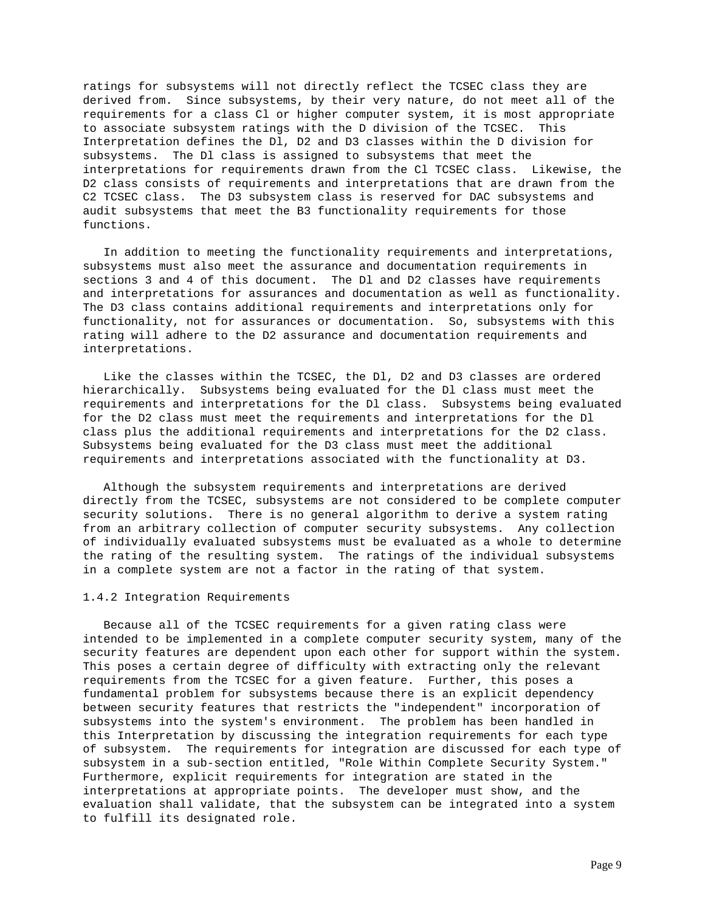ratings for subsystems will not directly reflect the TCSEC class they are derived from. Since subsystems, by their very nature, do not meet all of the requirements for a class Cl or higher computer system, it is most appropriate to associate subsystem ratings with the D division of the TCSEC. This Interpretation defines the Dl, D2 and D3 classes within the D division for subsystems. The Dl class is assigned to subsystems that meet the interpretations for requirements drawn from the Cl TCSEC class. Likewise, the D2 class consists of requirements and interpretations that are drawn from the C2 TCSEC class. The D3 subsystem class is reserved for DAC subsystems and audit subsystems that meet the B3 functionality requirements for those functions.

In addition to meeting the functionality requirements and interpretations, subsystems must also meet the assurance and documentation requirements in sections 3 and 4 of this document. The Dl and D2 classes have requirements and interpretations for assurances and documentation as well as functionality. The D3 class contains additional requirements and interpretations only for functionality, not for assurances or documentation. So, subsystems with this rating will adhere to the D2 assurance and documentation requirements and interpretations.

Like the classes within the TCSEC, the Dl, D2 and D3 classes are ordered hierarchically. Subsystems being evaluated for the Dl class must meet the requirements and interpretations for the Dl class. Subsystems being evaluated for the D2 class must meet the requirements and interpretations for the Dl class plus the additional requirements and interpretations for the D2 class. Subsystems being evaluated for the D3 class must meet the additional requirements and interpretations associated with the functionality at D3.

Although the subsystem requirements and interpretations are derived directly from the TCSEC, subsystems are not considered to be complete computer security solutions. There is no general algorithm to derive a system rating from an arbitrary collection of computer security subsystems. Any collection of individually evaluated subsystems must be evaluated as a whole to determine the rating of the resulting system. The ratings of the individual subsystems in a complete system are not a factor in the rating of that system.

### 1.4.2 Integration Requirements

Because all of the TCSEC requirements for a given rating class were intended to be implemented in a complete computer security system, many of the security features are dependent upon each other for support within the system. This poses a certain degree of difficulty with extracting only the relevant requirements from the TCSEC for a given feature. Further, this poses a fundamental problem for subsystems because there is an explicit dependency between security features that restricts the "independent" incorporation of subsystems into the system's environment. The problem has been handled in this Interpretation by discussing the integration requirements for each type of subsystem. The requirements for integration are discussed for each type of subsystem in a sub-section entitled, "Role Within Complete Security System." Furthermore, explicit requirements for integration are stated in the interpretations at appropriate points. The developer must show, and the evaluation shall validate, that the subsystem can be integrated into a system to fulfill its designated role.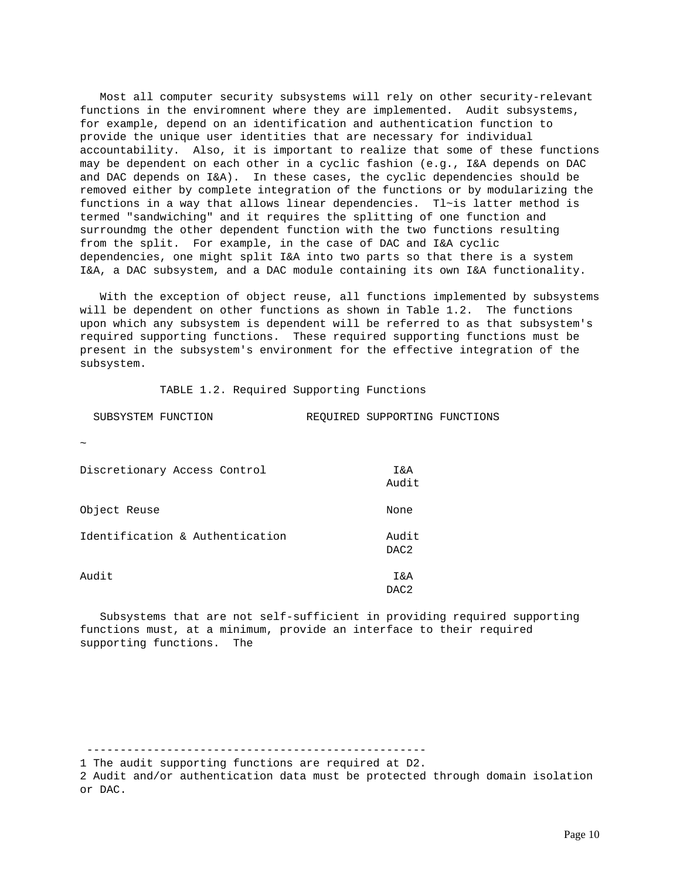Most all computer security subsystems will rely on other security-relevant functions in the enviromnent where they are implemented. Audit subsystems, for example, depend on an identification and authentication function to provide the unique user identities that are necessary for individual accountability. Also, it is important to realize that some of these functions may be dependent on each other in a cyclic fashion (e.g., I&A depends on DAC and DAC depends on I&A). In these cases, the cyclic dependencies should be removed either by complete integration of the functions or by modularizing the functions in a way that allows linear dependencies. Tl~is latter method is termed "sandwiching" and it requires the splitting of one function and surroundmg the other dependent function with the two functions resulting from the split. For example, in the case of DAC and I&A cyclic dependencies, one might split I&A into two parts so that there is a system I&A, a DAC subsystem, and a DAC module containing its own I&A functionality.

With the exception of object reuse, all functions implemented by subsystems will be dependent on other functions as shown in Table 1.2. The functions upon which any subsystem is dependent will be referred to as that subsystem's required supporting functions. These required supporting functions must be present in the subsystem's environment for the effective integration of the subsystem.

TABLE 1.2. Required Supporting Functions

| SUBSYSTEM FUNCTION | REQUIRED SUPPORTING FUNCTIONS |
|---|---|
| Discretionary Access Control | I&A<br>Audit |
| Object Reuse | None |
| Identification & Authentication | Audit<br>DAC2 |
| Audit | I&A<br>DAC2 |

Subsystems that are not self-sufficient in providing required supporting functions must, at a minimum, provide an interface to their required supporting functions. The

---

1 The audit supporting functions are required at D2.

2 Audit and/or authentication data must be protected through domain isolation or DAC.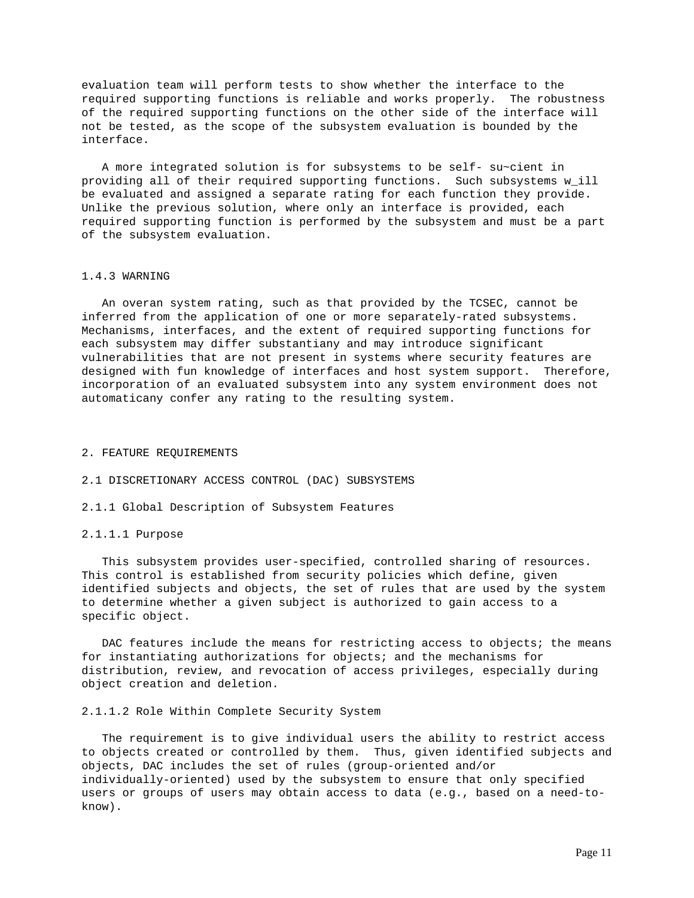evaluation team will perform tests to show whether the interface to the required supporting functions is reliable and works properly. The robustness of the required supporting functions on the other side of the interface will not be tested, as the scope of the subsystem evaluation is bounded by the interface.

A more integrated solution is for subsystems to be self- su~cient in providing all of their required supporting functions. Such subsystems w_ill be evaluated and assigned a separate rating for each function they provide. Unlike the previous solution, where only an interface is provided, each required supporting function is performed by the subsystem and must be a part of the subsystem evaluation.

#### 1.4.3 WARNING

An overan system rating, such as that provided by the TCSEC, cannot be inferred from the application of one or more separately-rated subsystems. Mechanisms, interfaces, and the extent of required supporting functions for each subsystem may differ substantiany and may introduce significant vulnerabilities that are not present in systems where security features are designed with fun knowledge of interfaces and host system support. Therefore, incorporation of an evaluated subsystem into any system environment does not automaticany confer any rating to the resulting system.

# 2. FEATURE REQUIREMENTS

## 2.1 DISCRETIONARY ACCESS CONTROL (DAC) SUBSYSTEMS

### 2.1.1 Global Description of Subsystem Features

#### 2.1.1.1 Purpose

This subsystem provides user-specified, controlled sharing of resources. This control is established from security policies which define, given identified subjects and objects, the set of rules that are used by the system to determine whether a given subject is authorized to gain access to a specific object.

DAC features include the means for restricting access to objects; the means for instantiating authorizations for objects; and the mechanisms for distribution, review, and revocation of access privileges, especially during object creation and deletion.

#### 2.1.1.2 Role Within Complete Security System

The requirement is to give individual users the ability to restrict access to objects created or controlled by them. Thus, given identified subjects and objects, DAC includes the set of rules (group-oriented and/or individually-oriented) used by the subsystem to ensure that only specified users or groups of users may obtain access to data (e.g., based on a need-to-know).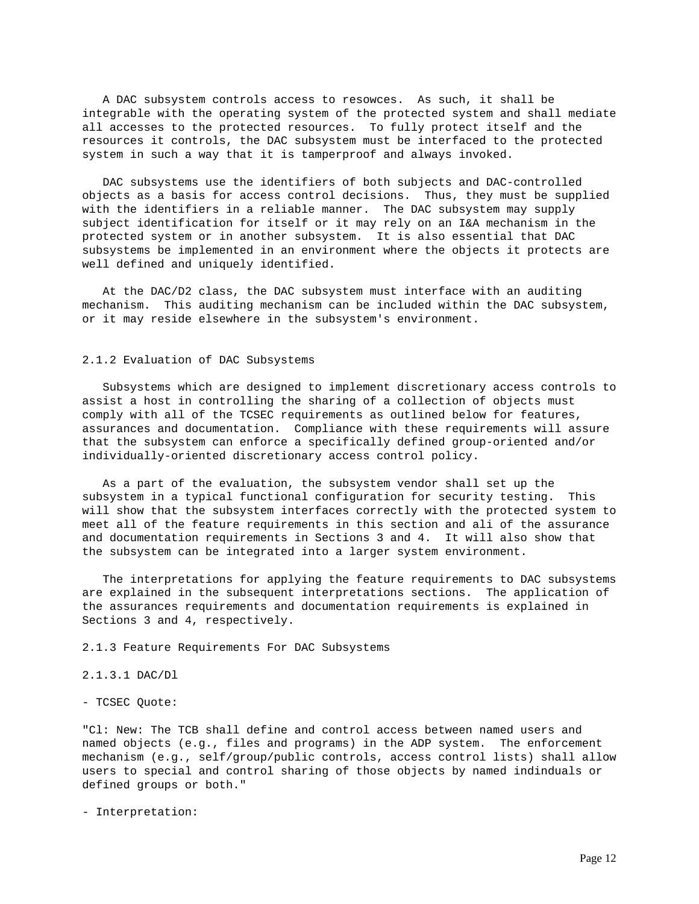A DAC subsystem controls access to resowces. As such, it shall be integrable with the operating system of the protected system and shall mediate all accesses to the protected resources. To fully protect itself and the resources it controls, the DAC subsystem must be interfaced to the protected system in such a way that it is tamperproof and always invoked.

DAC subsystems use the identifiers of both subjects and DAC-controlled objects as a basis for access control decisions. Thus, they must be supplied with the identifiers in a reliable manner. The DAC subsystem may supply subject identification for itself or it may rely on an I&A mechanism in the protected system or in another subsystem. It is also essential that DAC subsystems be implemented in an environment where the objects it protects are well defined and uniquely identified.

At the DAC/D2 class, the DAC subsystem must interface with an auditing mechanism. This auditing mechanism can be included within the DAC subsystem, or it may reside elsewhere in the subsystem's environment.

### 2.1.2 Evaluation of DAC Subsystems

Subsystems which are designed to implement discretionary access controls to assist a host in controlling the sharing of a collection of objects must comply with all of the TCSEC requirements as outlined below for features, assurances and documentation. Compliance with these requirements will assure that the subsystem can enforce a specifically defined group-oriented and/or individually-oriented discretionary access control policy.

As a part of the evaluation, the subsystem vendor shall set up the subsystem in a typical functional configuration for security testing. This will show that the subsystem interfaces correctly with the protected system to meet all of the feature requirements in this section and ali of the assurance and documentation requirements in Sections 3 and 4. It will also show that the subsystem can be integrated into a larger system environment.

The interpretations for applying the feature requirements to DAC subsystems are explained in the subsequent interpretations sections. The application of the assurances requirements and documentation requirements is explained in Sections 3 and 4, respectively.

### 2.1.3 Feature Requirements For DAC Subsystems

#### 2.1.3.1 DAC/Dl

- TCSEC Quote:

"Cl: New: The TCB shall define and control access between named users and named objects (e.g., files and programs) in the ADP system. The enforcement mechanism (e.g., self/group/public controls, access control lists) shall allow users to special and control sharing of those objects by named indinduals or defined groups or both."

- Interpretation: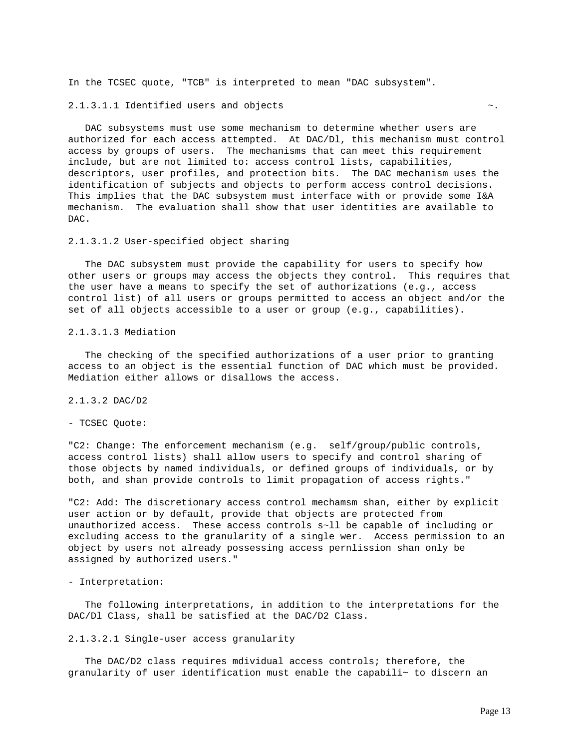In the TCSEC quote, "TCB" is interpreted to mean "DAC subsystem".

2.1.3.1.1 Identified users and objects ~.

DAC subsystems must use some mechanism to determine whether users are authorized for each access attempted. At DAC/Dl, this mechanism must control access by groups of users. The mechanisms that can meet this requirement include, but are not limited to: access control lists, capabilities, descriptors, user profiles, and protection bits. The DAC mechanism uses the identification of subjects and objects to perform access control decisions. This implies that the DAC subsystem must interface with or provide some I&A mechanism. The evaluation shall show that user identities are available to DAC.

2.1.3.1.2 User-specified object sharing

The DAC subsystem must provide the capability for users to specify how other users or groups may access the objects they control. This requires that the user have a means to specify the set of authorizations (e.g., access control list) of all users or groups permitted to access an object and/or the set of all objects accessible to a user or group (e.g., capabilities).

2.1.3.1.3 Mediation

The checking of the specified authorizations of a user prior to granting access to an object is the essential function of DAC which must be provided. Mediation either allows or disallows the access.

2.1.3.2 DAC/D2

- TCSEC Quote:

"C2: Change: The enforcement mechanism (e.g. self/group/public controls, access control lists) shall allow users to specify and control sharing of those objects by named individuals, or defined groups of individuals, or by both, and shan provide controls to limit propagation of access rights."

"C2: Add: The discretionary access control mechamsm shan, either by explicit user action or by default, provide that objects are protected from unauthorized access. These access controls s~ll be capable of including or excluding access to the granularity of a single wer. Access permission to an object by users not already possessing access pernlission shan only be assigned by authorized users."

- Interpretation:

The following interpretations, in addition to the interpretations for the DAC/Dl Class, shall be satisfied at the DAC/D2 Class.

2.1.3.2.1 Single-user access granularity

The DAC/D2 class requires mdividual access controls; therefore, the granularity of user identification must enable the capabili~ to discern an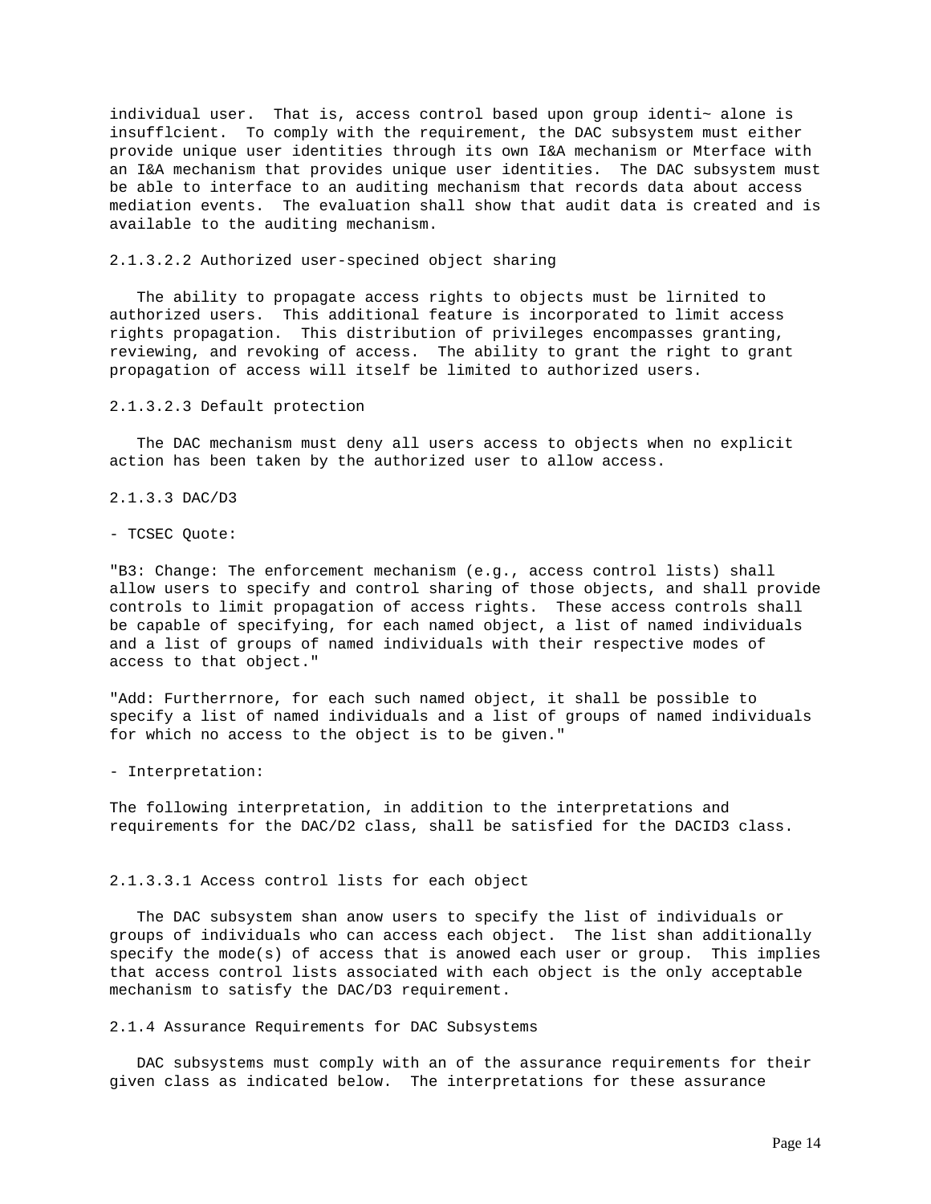individual user. That is, access control based upon group identi~ alone is insufflcient. To comply with the requirement, the DAC subsystem must either provide unique user identities through its own I&A mechanism or Mterface with an I&A mechanism that provides unique user identities. The DAC subsystem must be able to interface to an auditing mechanism that records data about access mediation events. The evaluation shall show that audit data is created and is available to the auditing mechanism.

#### 2.1.3.2.2 Authorized user-specined object sharing

The ability to propagate access rights to objects must be lirnited to authorized users. This additional feature is incorporated to limit access rights propagation. This distribution of privileges encompasses granting, reviewing, and revoking of access. The ability to grant the right to grant propagation of access will itself be limited to authorized users.

#### 2.1.3.2.3 Default protection

The DAC mechanism must deny all users access to objects when no explicit action has been taken by the authorized user to allow access.

### 2.1.3.3 DAC/D3

- TCSEC Quote:

"B3: Change: The enforcement mechanism (e.g., access control lists) shall allow users to specify and control sharing of those objects, and shall provide controls to limit propagation of access rights. These access controls shall be capable of specifying, for each named object, a list of named individuals and a list of groups of named individuals with their respective modes of access to that object."

"Add: Furtherrnore, for each such named object, it shall be possible to specify a list of named individuals and a list of groups of named individuals for which no access to the object is to be given."

- Interpretation:

The following interpretation, in addition to the interpretations and requirements for the DAC/D2 class, shall be satisfied for the DACID3 class.

#### 2.1.3.3.1 Access control lists for each object

The DAC subsystem shan anow users to specify the list of individuals or groups of individuals who can access each object. The list shan additionally specify the mode(s) of access that is anowed each user or group. This implies that access control lists associated with each object is the only acceptable mechanism to satisfy the DAC/D3 requirement.

### 2.1.4 Assurance Requirements for DAC Subsystems

DAC subsystems must comply with an of the assurance requirements for their given class as indicated below. The interpretations for these assurance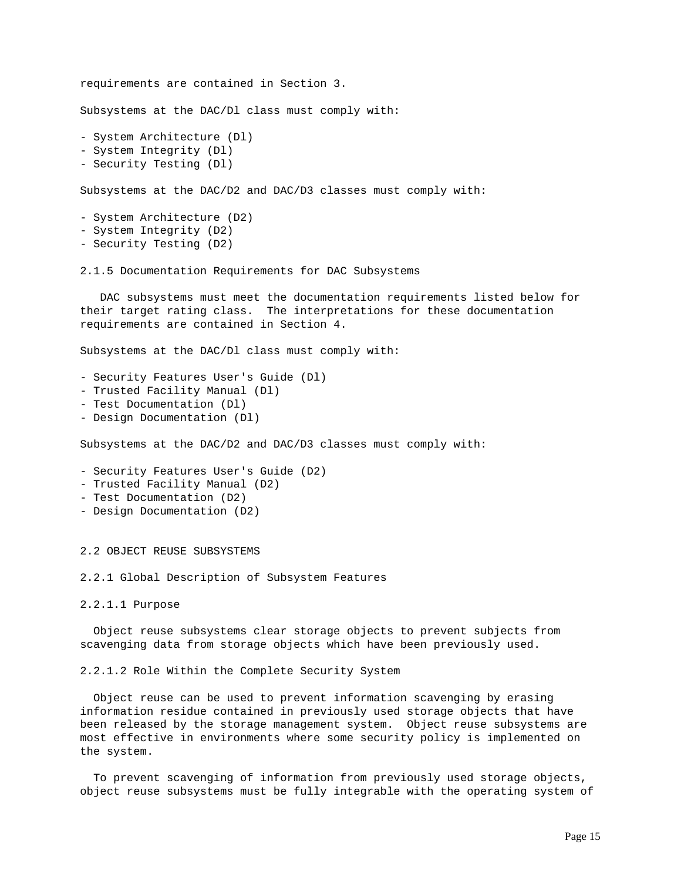requirements are contained in Section 3.

Subsystems at the DAC/Dl class must comply with:

- System Architecture (Dl)
- System Integrity (Dl)
- Security Testing (Dl)

Subsystems at the DAC/D2 and DAC/D3 classes must comply with:

- System Architecture (D2)
- System Integrity (D2)
- Security Testing (D2)

### 2.1.5 Documentation Requirements for DAC Subsystems

DAC subsystems must meet the documentation requirements listed below for their target rating class. The interpretations for these documentation requirements are contained in Section 4.

Subsystems at the DAC/Dl class must comply with:

- Security Features User's Guide (Dl)
- Trusted Facility Manual (Dl)
- Test Documentation (Dl)
- Design Documentation (Dl)

Subsystems at the DAC/D2 and DAC/D3 classes must comply with:

- Security Features User's Guide (D2)
- Trusted Facility Manual (D2)
- Test Documentation (D2)
- Design Documentation (D2)

## 2.2 OBJECT REUSE SUBSYSTEMS

### 2.2.1 Global Description of Subsystem Features

#### 2.2.1.1 Purpose

Object reuse subsystems clear storage objects to prevent subjects from scavenging data from storage objects which have been previously used.

#### 2.2.1.2 Role Within the Complete Security System

Object reuse can be used to prevent information scavenging by erasing information residue contained in previously used storage objects that have been released by the storage management system. Object reuse subsystems are most effective in environments where some security policy is implemented on the system.

To prevent scavenging of information from previously used storage objects, object reuse subsystems must be fully integrable with the operating system of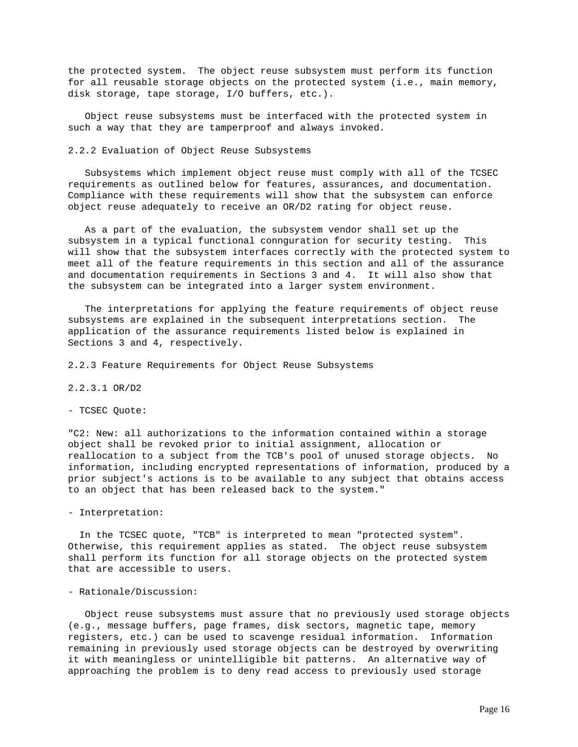the protected system. The object reuse subsystem must perform its function for all reusable storage objects on the protected system (i.e., main memory, disk storage, tape storage, I/O buffers, etc.).

Object reuse subsystems must be interfaced with the protected system in such a way that they are tamperproof and always invoked.

### 2.2.2 Evaluation of Object Reuse Subsystems

Subsystems which implement object reuse must comply with all of the TCSEC requirements as outlined below for features, assurances, and documentation. Compliance with these requirements will show that the subsystem can enforce object reuse adequately to receive an OR/D2 rating for object reuse.

As a part of the evaluation, the subsystem vendor shall set up the subsystem in a typical functional connguration for security testing. This will show that the subsystem interfaces correctly with the protected system to meet all of the feature requirements in this section and all of the assurance and documentation requirements in Sections 3 and 4. It will also show that the subsystem can be integrated into a larger system environment.

The interpretations for applying the feature requirements of object reuse subsystems are explained in the subsequent interpretations section. The application of the assurance requirements listed below is explained in Sections 3 and 4, respectively.

### 2.2.3 Feature Requirements for Object Reuse Subsystems

#### 2.2.3.1 OR/D2

- TCSEC Quote:

"C2: New: all authorizations to the information contained within a storage object shall be revoked prior to initial assignment, allocation or reallocation to a subject from the TCB's pool of unused storage objects. No information, including encrypted representations of information, produced by a prior subject's actions is to be available to any subject that obtains access to an object that has been released back to the system."

- Interpretation:

In the TCSEC quote, "TCB" is interpreted to mean "protected system". Otherwise, this requirement applies as stated. The object reuse subsystem shall perform its function for all storage objects on the protected system that are accessible to users.

- Rationale/Discussion:

Object reuse subsystems must assure that no previously used storage objects (e.g., message buffers, page frames, disk sectors, magnetic tape, memory registers, etc.) can be used to scavenge residual information. Information remaining in previously used storage objects can be destroyed by overwriting it with meaningless or unintelligible bit patterns. An alternative way of approaching the problem is to deny read access to previously used storage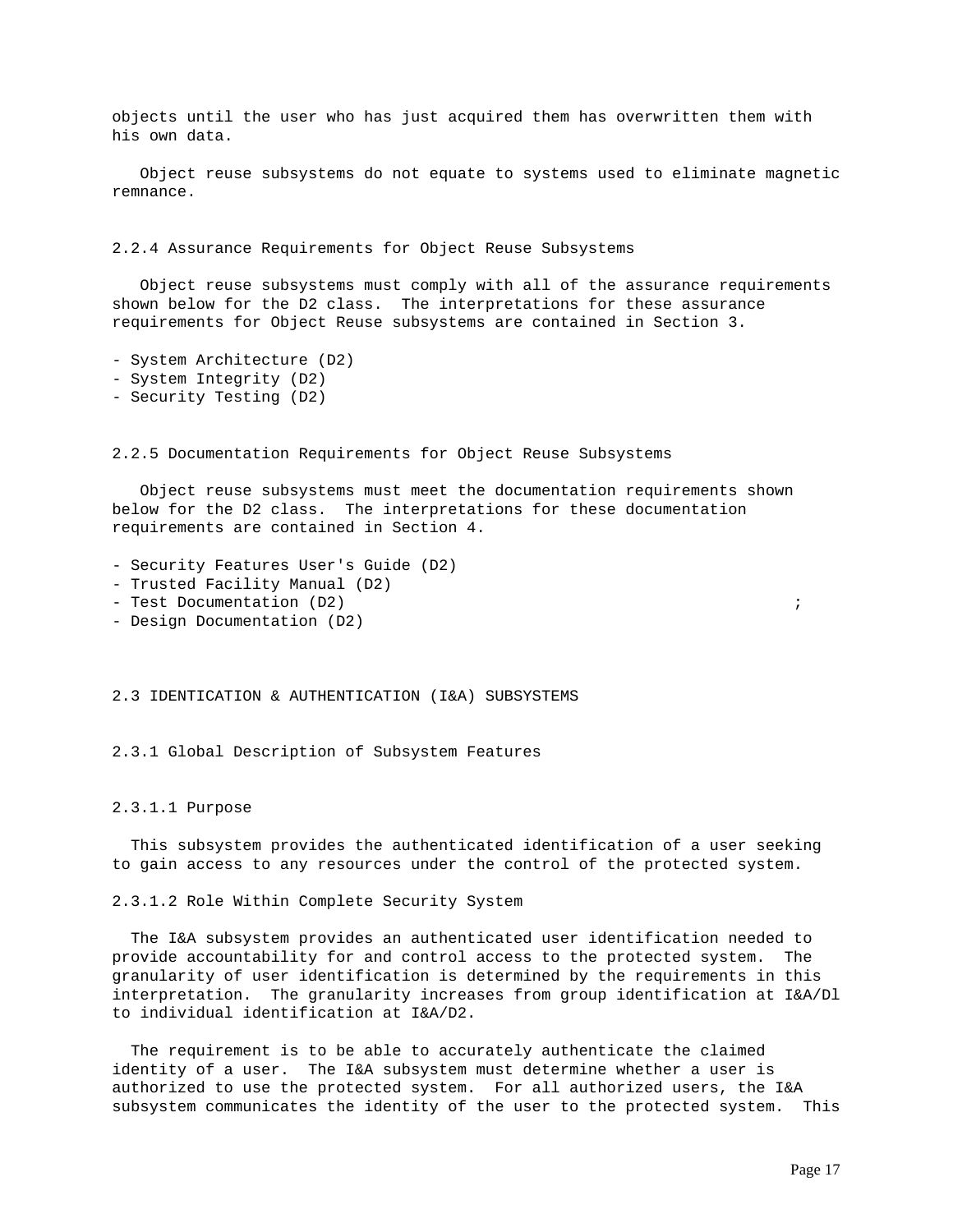objects until the user who has just acquired them has overwritten them with his own data.

Object reuse subsystems do not equate to systems used to eliminate magnetic remnance.

### 2.2.4 Assurance Requirements for Object Reuse Subsystems

Object reuse subsystems must comply with all of the assurance requirements shown below for the D2 class. The interpretations for these assurance requirements for Object Reuse subsystems are contained in Section 3.

- System Architecture (D2)
- System Integrity (D2)
- Security Testing (D2)

### 2.2.5 Documentation Requirements for Object Reuse Subsystems

Object reuse subsystems must meet the documentation requirements shown below for the D2 class. The interpretations for these documentation requirements are contained in Section 4.

- Security Features User's Guide (D2)
- Trusted Facility Manual (D2)
- Test Documentation (D2) ;
- Design Documentation (D2)

## 2.3 IDENTICATION & AUTHENTICATION (I&A) SUBSYSTEMS

### 2.3.1 Global Description of Subsystem Features

#### 2.3.1.1 Purpose

This subsystem provides the authenticated identification of a user seeking to gain access to any resources under the control of the protected system.

#### 2.3.1.2 Role Within Complete Security System

The I&A subsystem provides an authenticated user identification needed to provide accountability for and control access to the protected system. The granularity of user identification is determined by the requirements in this interpretation. The granularity increases from group identification at I&A/Dl to individual identification at I&A/D2.

The requirement is to be able to accurately authenticate the claimed identity of a user. The I&A subsystem must determine whether a user is authorized to use the protected system. For all authorized users, the I&A subsystem communicates the identity of the user to the protected system. This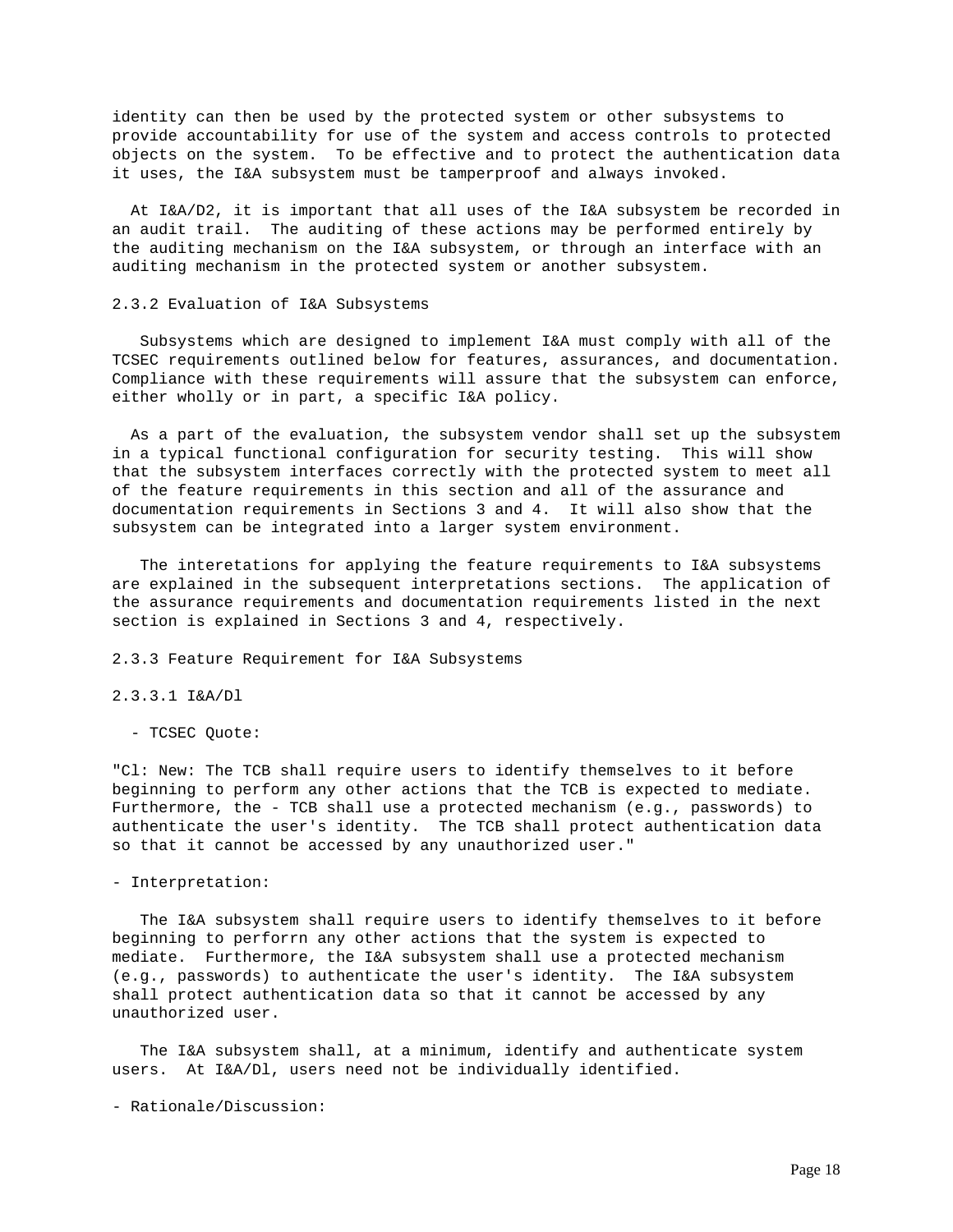identity can then be used by the protected system or other subsystems to provide accountability for use of the system and access controls to protected objects on the system. To be effective and to protect the authentication data it uses, the I&A subsystem must be tamperproof and always invoked.

At I&A/D2, it is important that all uses of the I&A subsystem be recorded in an audit trail. The auditing of these actions may be performed entirely by the auditing mechanism on the I&A subsystem, or through an interface with an auditing mechanism in the protected system or another subsystem.

### 2.3.2 Evaluation of I&A Subsystems

Subsystems which are designed to implement I&A must comply with all of the TCSEC requirements outlined below for features, assurances, and documentation. Compliance with these requirements will assure that the subsystem can enforce, either wholly or in part, a specific I&A policy.

As a part of the evaluation, the subsystem vendor shall set up the subsystem in a typical functional configuration for security testing. This will show that the subsystem interfaces correctly with the protected system to meet all of the feature requirements in this section and all of the assurance and documentation requirements in Sections 3 and 4. It will also show that the subsystem can be integrated into a larger system environment.

The interetations for applying the feature requirements to I&A subsystems are explained in the subsequent interpretations sections. The application of the assurance requirements and documentation requirements listed in the next section is explained in Sections 3 and 4, respectively.

### 2.3.3 Feature Requirement for I&A Subsystems

#### 2.3.3.1 I&A/Dl

- TCSEC Quote:

"Cl: New: The TCB shall require users to identify themselves to it before beginning to perform any other actions that the TCB is expected to mediate. Furthermore, the - TCB shall use a protected mechanism (e.g., passwords) to authenticate the user's identity. The TCB shall protect authentication data so that it cannot be accessed by any unauthorized user."

- Interpretation:

The I&A subsystem shall require users to identify themselves to it before beginning to perforrn any other actions that the system is expected to mediate. Furthermore, the I&A subsystem shall use a protected mechanism (e.g., passwords) to authenticate the user's identity. The I&A subsystem shall protect authentication data so that it cannot be accessed by any unauthorized user.

The I&A subsystem shall, at a minimum, identify and authenticate system users. At I&A/Dl, users need not be individually identified.

- Rationale/Discussion: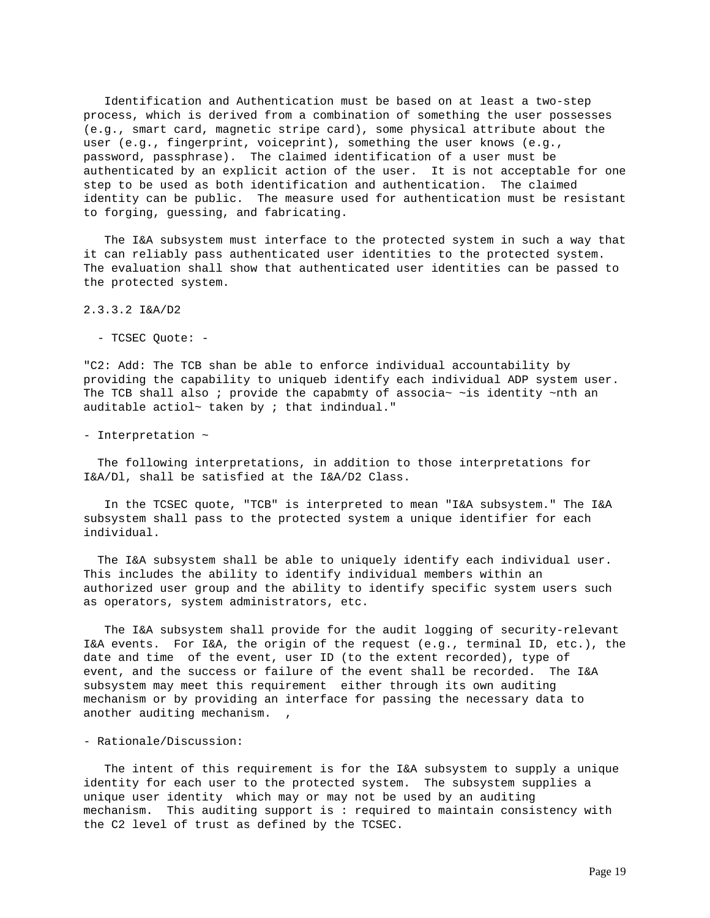Identification and Authentication must be based on at least a two-step process, which is derived from a combination of something the user possesses (e.g., smart card, magnetic stripe card), some physical attribute about the user (e.g., fingerprint, voiceprint), something the user knows (e.g., password, passphrase). The claimed identification of a user must be authenticated by an explicit action of the user. It is not acceptable for one step to be used as both identification and authentication. The claimed identity can be public. The measure used for authentication must be resistant to forging, guessing, and fabricating.

The I&A subsystem must interface to the protected system in such a way that it can reliably pass authenticated user identities to the protected system. The evaluation shall show that authenticated user identities can be passed to the protected system.

2.3.3.2 I&A/D2

- TCSEC Quote: -

"C2: Add: The TCB shan be able to enforce individual accountability by providing the capability to uniqueb identify each individual ADP system user. The TCB shall also ; provide the capabmty of associa~ ~is identity ~nth an auditable actiol~ taken by ; that indindual."

- Interpretation ~

The following interpretations, in addition to those interpretations for I&A/Dl, shall be satisfied at the I&A/D2 Class.

In the TCSEC quote, "TCB" is interpreted to mean "I&A subsystem." The I&A subsystem shall pass to the protected system a unique identifier for each individual.

The I&A subsystem shall be able to uniquely identify each individual user. This includes the ability to identify individual members within an authorized user group and the ability to identify specific system users such as operators, system administrators, etc.

The I&A subsystem shall provide for the audit logging of security-relevant I&A events. For I&A, the origin of the request (e.g., terminal ID, etc.), the date and time of the event, user ID (to the extent recorded), type of event, and the success or failure of the event shall be recorded. The I&A subsystem may meet this requirement either through its own auditing mechanism or by providing an interface for passing the necessary data to another auditing mechanism. ,

- Rationale/Discussion:

The intent of this requirement is for the I&A subsystem to supply a unique identity for each user to the protected system. The subsystem supplies a unique user identity which may or may not be used by an auditing mechanism. This auditing support is : required to maintain consistency with the C2 level of trust as defined by the TCSEC.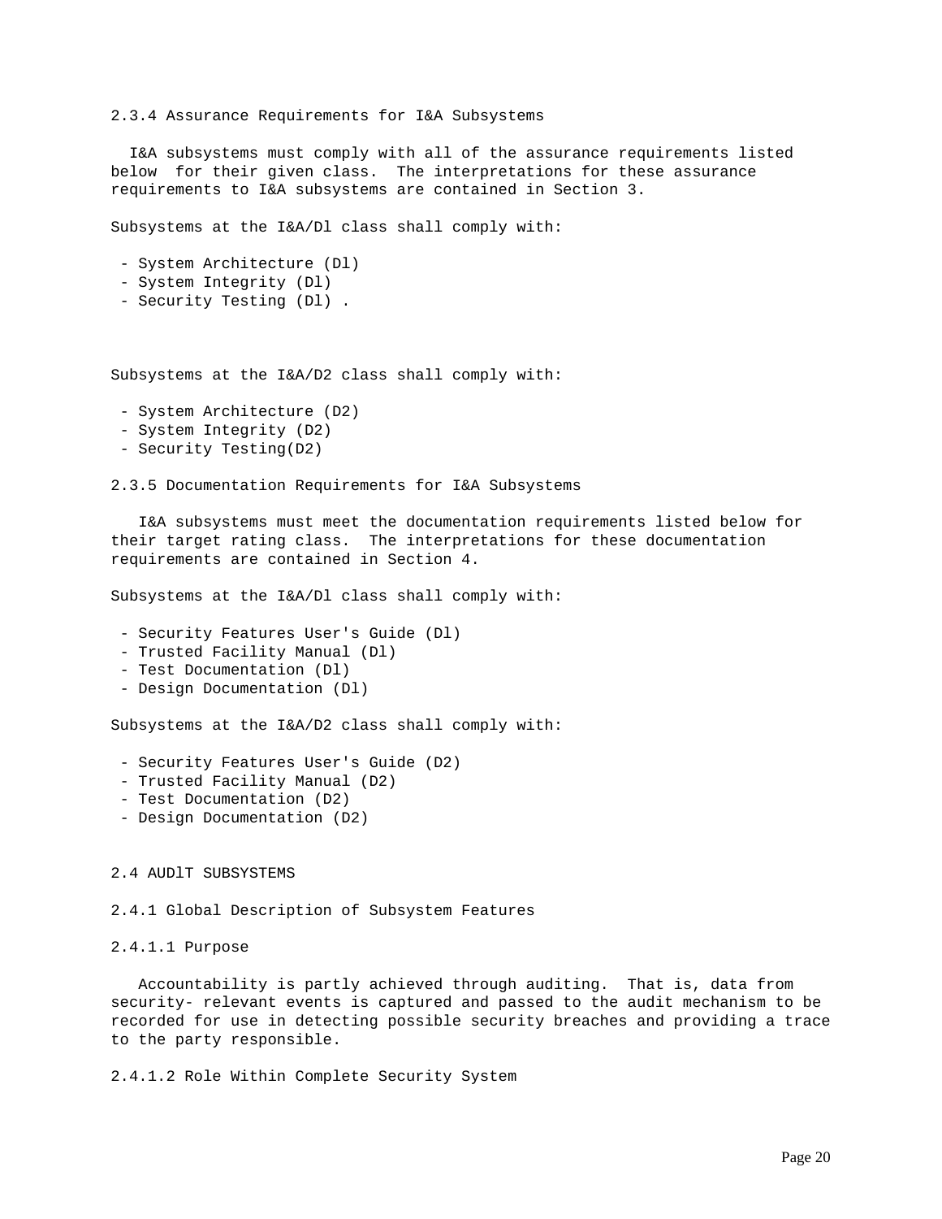### 2.3.4 Assurance Requirements for I&A Subsystems

I&A subsystems must comply with all of the assurance requirements listed below for their given class. The interpretations for these assurance requirements to I&A subsystems are contained in Section 3.

Subsystems at the I&A/Dl class shall comply with:

- System Architecture (Dl)
- System Integrity (Dl)
- Security Testing (Dl) .

Subsystems at the I&A/D2 class shall comply with:

- System Architecture (D2)
- System Integrity (D2)
- Security Testing(D2)

### 2.3.5 Documentation Requirements for I&A Subsystems

I&A subsystems must meet the documentation requirements listed below for their target rating class. The interpretations for these documentation requirements are contained in Section 4.

Subsystems at the I&A/Dl class shall comply with:

- Security Features User's Guide (Dl)
- Trusted Facility Manual (Dl)
- Test Documentation (Dl)
- Design Documentation (Dl)

Subsystems at the I&A/D2 class shall comply with:

- Security Features User's Guide (D2)
- Trusted Facility Manual (D2)
- Test Documentation (D2)
- Design Documentation (D2)

## 2.4 AUDlT SUBSYSTEMS

### 2.4.1 Global Description of Subsystem Features

#### 2.4.1.1 Purpose

Accountability is partly achieved through auditing. That is, data from security- relevant events is captured and passed to the audit mechanism to be recorded for use in detecting possible security breaches and providing a trace to the party responsible.

#### 2.4.1.2 Role Within Complete Security System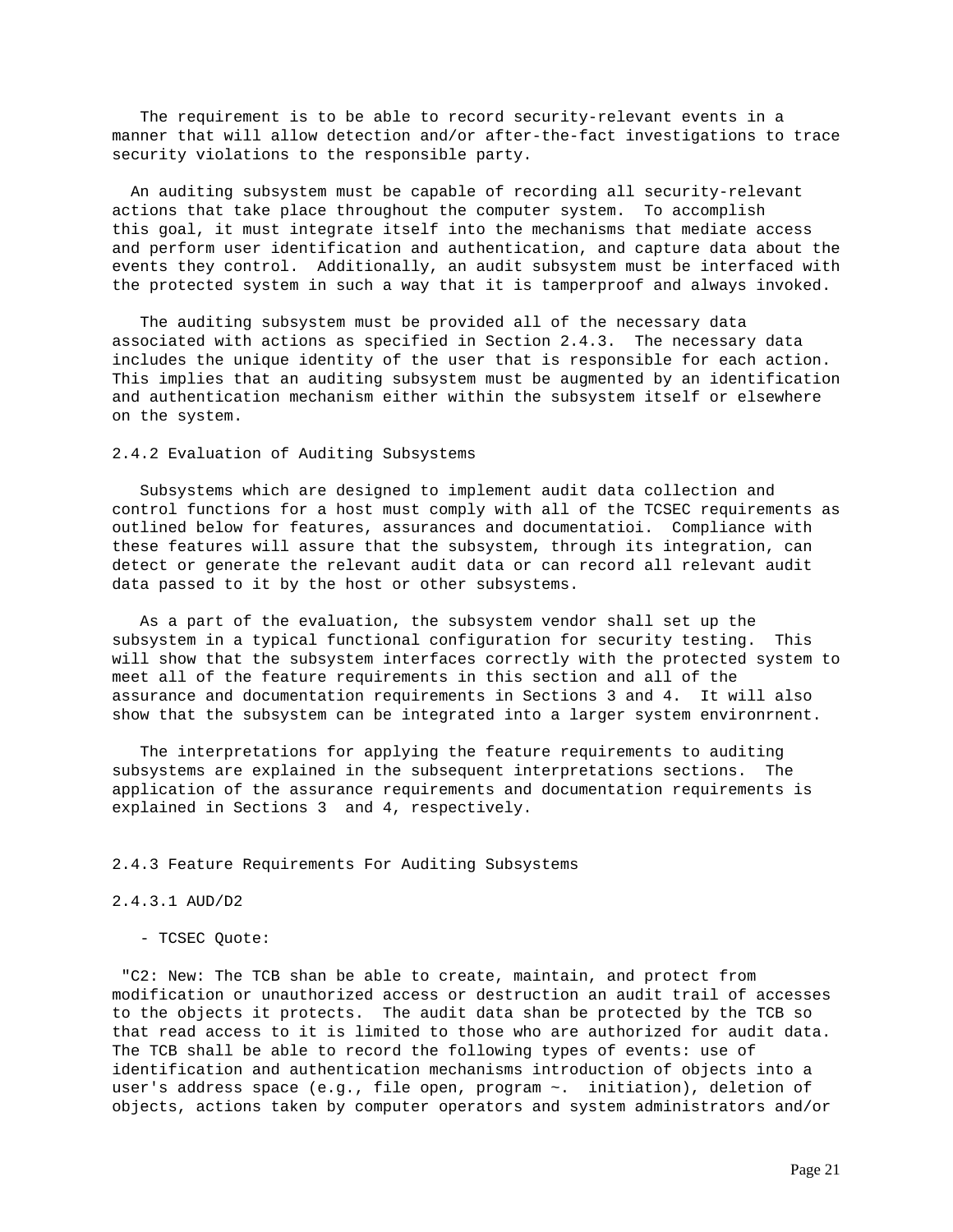The requirement is to be able to record security-relevant events in a manner that will allow detection and/or after-the-fact investigations to trace security violations to the responsible party.

An auditing subsystem must be capable of recording all security-relevant actions that take place throughout the computer system. To accomplish this goal, it must integrate itself into the mechanisms that mediate access and perform user identification and authentication, and capture data about the events they control. Additionally, an audit subsystem must be interfaced with the protected system in such a way that it is tamperproof and always invoked.

The auditing subsystem must be provided all of the necessary data associated with actions as specified in Section 2.4.3. The necessary data includes the unique identity of the user that is responsible for each action. This implies that an auditing subsystem must be augmented by an identification and authentication mechanism either within the subsystem itself or elsewhere on the system.

### 2.4.2 Evaluation of Auditing Subsystems

Subsystems which are designed to implement audit data collection and control functions for a host must comply with all of the TCSEC requirements as outlined below for features, assurances and documentatioi. Compliance with these features will assure that the subsystem, through its integration, can detect or generate the relevant audit data or can record all relevant audit data passed to it by the host or other subsystems.

As a part of the evaluation, the subsystem vendor shall set up the subsystem in a typical functional configuration for security testing. This will show that the subsystem interfaces correctly with the protected system to meet all of the feature requirements in this section and all of the assurance and documentation requirements in Sections 3 and 4. It will also show that the subsystem can be integrated into a larger system environrnent.

The interpretations for applying the feature requirements to auditing subsystems are explained in the subsequent interpretations sections. The application of the assurance requirements and documentation requirements is explained in Sections 3 and 4, respectively.

### 2.4.3 Feature Requirements For Auditing Subsystems

#### 2.4.3.1 AUD/D2

- TCSEC Quote:

"C2: New: The TCB shan be able to create, maintain, and protect from modification or unauthorized access or destruction an audit trail of accesses to the objects it protects. The audit data shan be protected by the TCB so that read access to it is limited to those who are authorized for audit data. The TCB shall be able to record the following types of events: use of identification and authentication mechanisms introduction of objects into a user's address space (e.g., file open, program ~. initiation), deletion of objects, actions taken by computer operators and system administrators and/or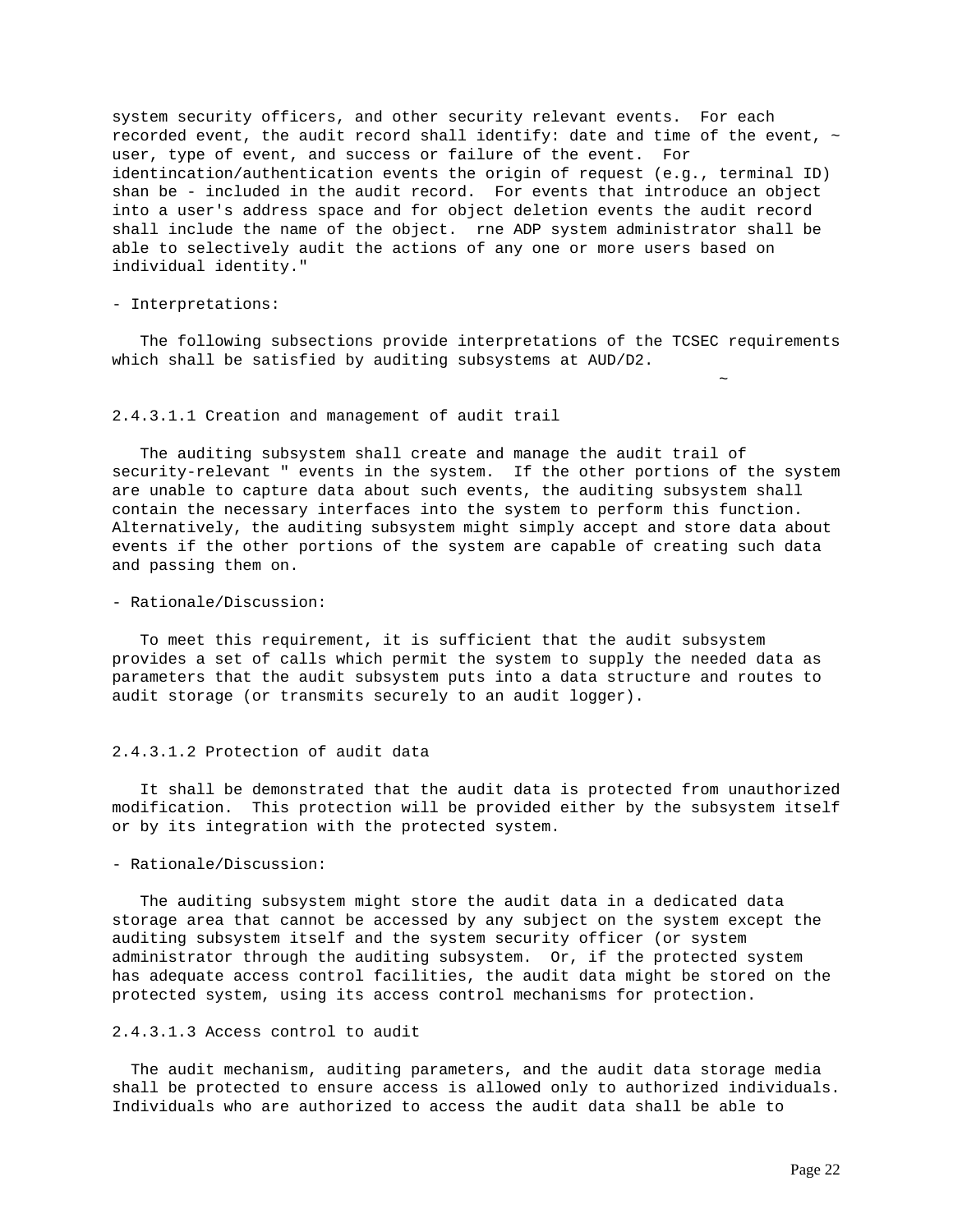system security officers, and other security relevant events. For each recorded event, the audit record shall identify: date and time of the event, ~ user, type of event, and success or failure of the event. For identincation/authentication events the origin of request (e.g., terminal ID) shan be - included in the audit record. For events that introduce an object into a user's address space and for object deletion events the audit record shall include the name of the object. rne ADP system administrator shall be able to selectively audit the actions of any one or more users based on individual identity."

- Interpretations:

The following subsections provide interpretations of the TCSEC requirements which shall be satisfied by auditing subsystems at AUD/D2.

~

2.4.3.1.1 Creation and management of audit trail

The auditing subsystem shall create and manage the audit trail of security-relevant " events in the system. If the other portions of the system are unable to capture data about such events, the auditing subsystem shall contain the necessary interfaces into the system to perform this function. Alternatively, the auditing subsystem might simply accept and store data about events if the other portions of the system are capable of creating such data and passing them on.

- Rationale/Discussion:

To meet this requirement, it is sufficient that the audit subsystem provides a set of calls which permit the system to supply the needed data as parameters that the audit subsystem puts into a data structure and routes to audit storage (or transmits securely to an audit logger).

2.4.3.1.2 Protection of audit data

It shall be demonstrated that the audit data is protected from unauthorized modification. This protection will be provided either by the subsystem itself or by its integration with the protected system.

- Rationale/Discussion:

The auditing subsystem might store the audit data in a dedicated data storage area that cannot be accessed by any subject on the system except the auditing subsystem itself and the system security officer (or system administrator through the auditing subsystem. Or, if the protected system has adequate access control facilities, the audit data might be stored on the protected system, using its access control mechanisms for protection.

2.4.3.1.3 Access control to audit

The audit mechanism, auditing parameters, and the audit data storage media shall be protected to ensure access is allowed only to authorized individuals. Individuals who are authorized to access the audit data shall be able to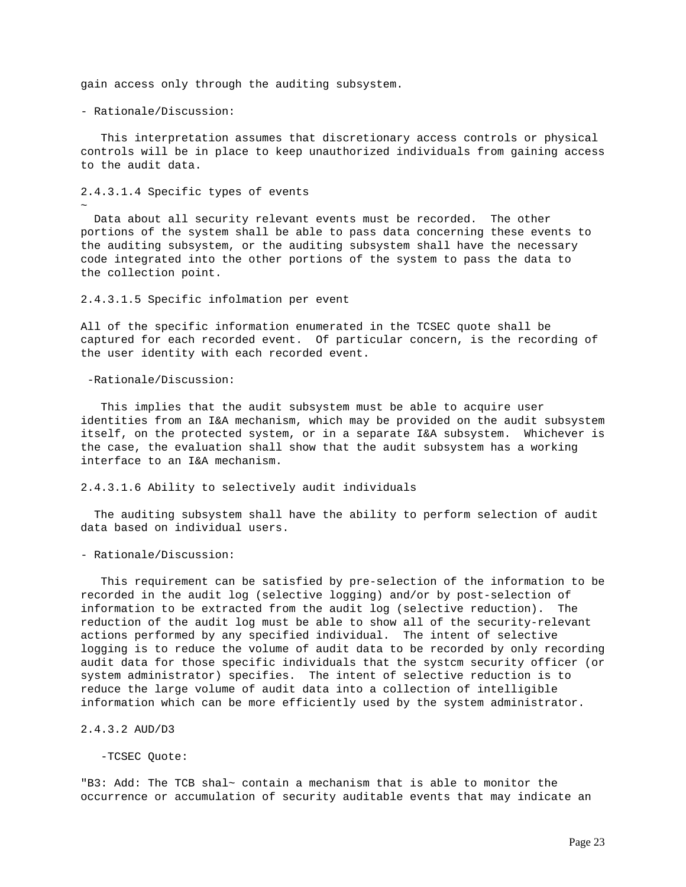gain access only through the auditing subsystem.

- Rationale/Discussion:

This interpretation assumes that discretionary access controls or physical controls will be in place to keep unauthorized individuals from gaining access to the audit data.

2.4.3.1.4 Specific types of events

~

Data about all security relevant events must be recorded. The other portions of the system shall be able to pass data concerning these events to the auditing subsystem, or the auditing subsystem shall have the necessary code integrated into the other portions of the system to pass the data to the collection point.

2.4.3.1.5 Specific infolmation per event

All of the specific information enumerated in the TCSEC quote shall be captured for each recorded event. Of particular concern, is the recording of the user identity with each recorded event.

-Rationale/Discussion:

This implies that the audit subsystem must be able to acquire user identities from an I&A mechanism, which may be provided on the audit subsystem itself, on the protected system, or in a separate I&A subsystem. Whichever is the case, the evaluation shall show that the audit subsystem has a working interface to an I&A mechanism.

2.4.3.1.6 Ability to selectively audit individuals

The auditing subsystem shall have the ability to perform selection of audit data based on individual users.

- Rationale/Discussion:

This requirement can be satisfied by pre-selection of the information to be recorded in the audit log (selective logging) and/or by post-selection of information to be extracted from the audit log (selective reduction). The reduction of the audit log must be able to show all of the security-relevant actions performed by any specified individual. The intent of selective logging is to reduce the volume of audit data to be recorded by only recording audit data for those specific individuals that the systcm security officer (or system administrator) specifies. The intent of selective reduction is to reduce the large volume of audit data into a collection of intelligible information which can be more efficiently used by the system administrator.

2.4.3.2 AUD/D3

-TCSEC Quote:

"B3: Add: The TCB shal~ contain a mechanism that is able to monitor the occurrence or accumulation of security auditable events that may indicate an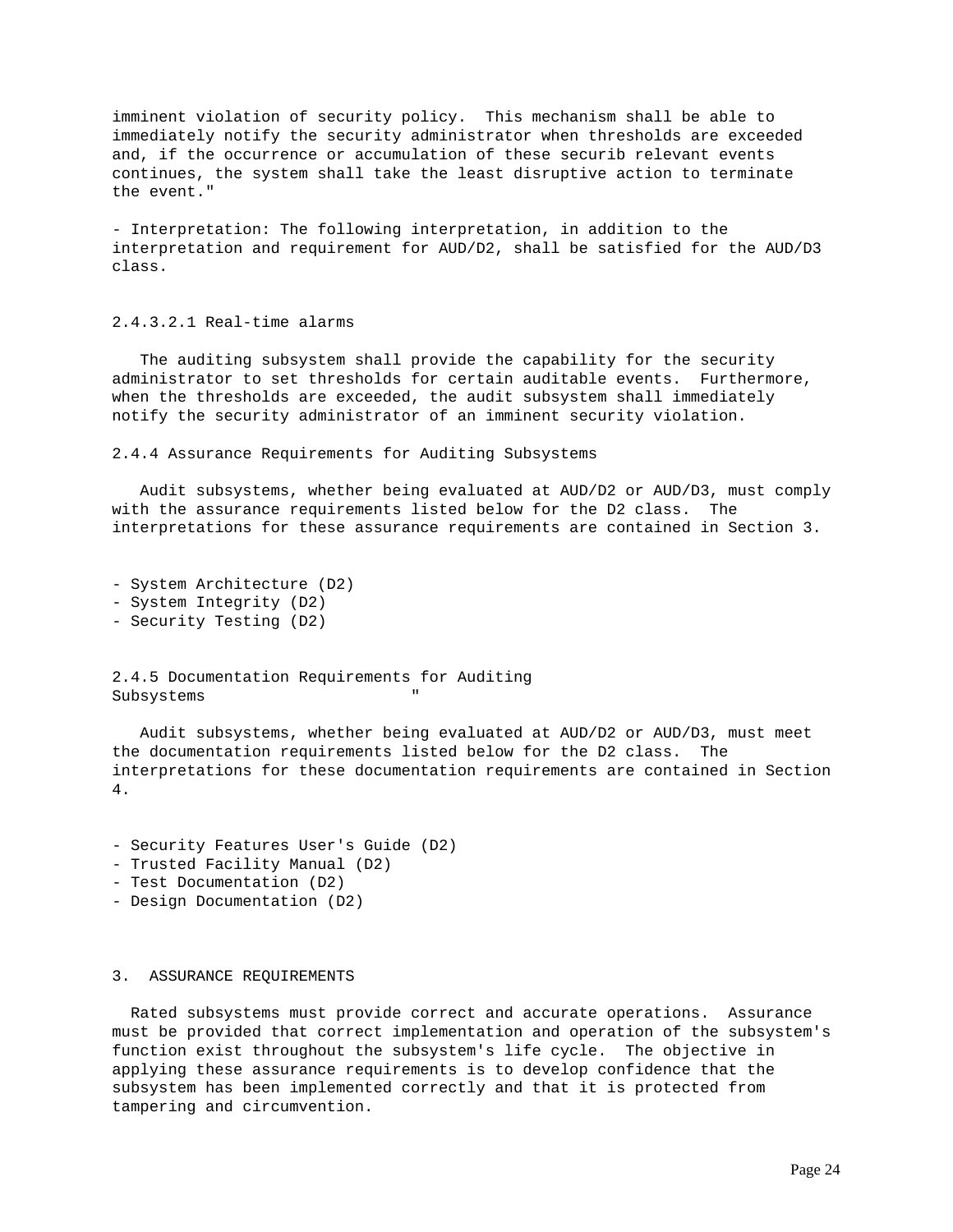imminent violation of security policy. This mechanism shall be able to immediately notify the security administrator when thresholds are exceeded and, if the occurrence or accumulation of these securib relevant events continues, the system shall take the least disruptive action to terminate the event."

- Interpretation: The following interpretation, in addition to the interpretation and requirement for AUD/D2, shall be satisfied for the AUD/D3 class.

#### 2.4.3.2.1 Real-time alarms

The auditing subsystem shall provide the capability for the security administrator to set thresholds for certain auditable events. Furthermore, when the thresholds are exceeded, the audit subsystem shall immediately notify the security administrator of an imminent security violation.

### 2.4.4 Assurance Requirements for Auditing Subsystems

Audit subsystems, whether being evaluated at AUD/D2 or AUD/D3, must comply with the assurance requirements listed below for the D2 class. The interpretations for these assurance requirements are contained in Section 3.

- System Architecture (D2)
- System Integrity (D2)
- Security Testing (D2)

### 2.4.5 Documentation Requirements for Auditing Subsystems "

Audit subsystems, whether being evaluated at AUD/D2 or AUD/D3, must meet the documentation requirements listed below for the D2 class. The interpretations for these documentation requirements are contained in Section 4.

- Security Features User's Guide (D2)
- Trusted Facility Manual (D2)
- Test Documentation (D2)
- Design Documentation (D2)

## 3. ASSURANCE REQUIREMENTS

Rated subsystems must provide correct and accurate operations. Assurance must be provided that correct implementation and operation of the subsystem's function exist throughout the subsystem's life cycle. The objective in applying these assurance requirements is to develop confidence that the subsystem has been implemented correctly and that it is protected from tampering and circumvention.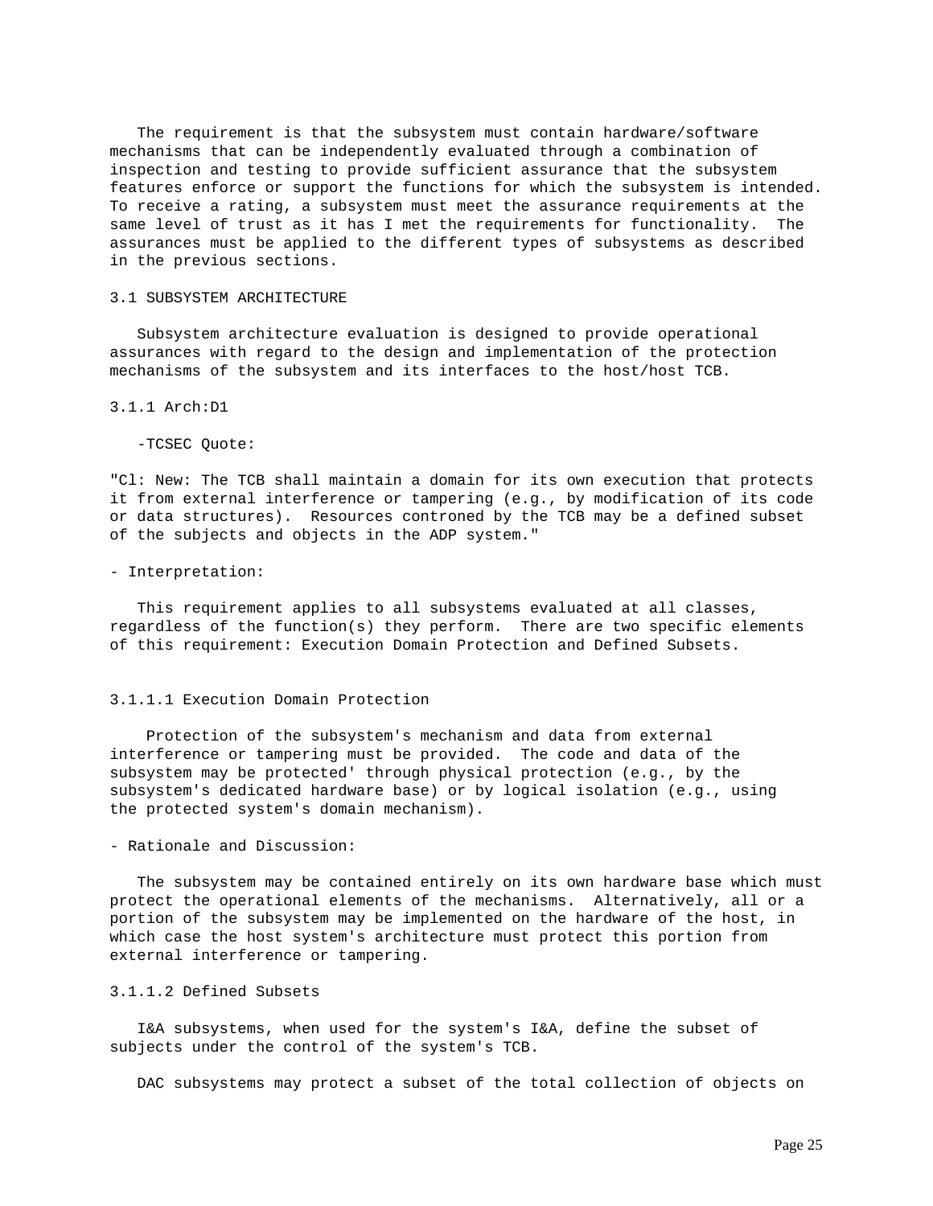The requirement is that the subsystem must contain hardware/software mechanisms that can be independently evaluated through a combination of inspection and testing to provide sufficient assurance that the subsystem features enforce or support the functions for which the subsystem is intended. To receive a rating, a subsystem must meet the assurance requirements at the same level of trust as it has I met the requirements for functionality. The assurances must be applied to the different types of subsystems as described in the previous sections.

## 3.1 SUBSYSTEM ARCHITECTURE

Subsystem architecture evaluation is designed to provide operational assurances with regard to the design and implementation of the protection mechanisms of the subsystem and its interfaces to the host/host TCB.

### 3.1.1 Arch:D1

-TCSEC Quote:

"Cl: New: The TCB shall maintain a domain for its own execution that protects it from external interference or tampering (e.g., by modification of its code or data structures). Resources contro­ned by the TCB may be a defined subset of the subjects and objects in the ADP system."

- Interpretation:

This requirement applies to all subsystems evaluated at all classes, regardless of the function(s) they perform. There are two specific elements of this requirement: Execution Domain Protection and Defined Subsets.

#### 3.1.1.1 Execution Domain Protection

Protection of the subsystem's mechanism and data from external interference or tampering must be provided. The code and data of the subsystem may be protected' through physical protection (e.g., by the subsystem's dedicated hardware base) or by logical isolation (e.g., using the protected system's domain mechanism).

- Rationale and Discussion:

The subsystem may be contained entirely on its own hardware base which must protect the operational elements of the mechanisms. Alternatively, all or a portion of the subsystem may be implemented on the hardware of the host, in which case the host system's architecture must protect this portion from external interference or tampering.

#### 3.1.1.2 Defined Subsets

I&A subsystems, when used for the system's I&A, define the subset of subjects under the control of the system's TCB.

DAC subsystems may protect a subset of the total collection of objects on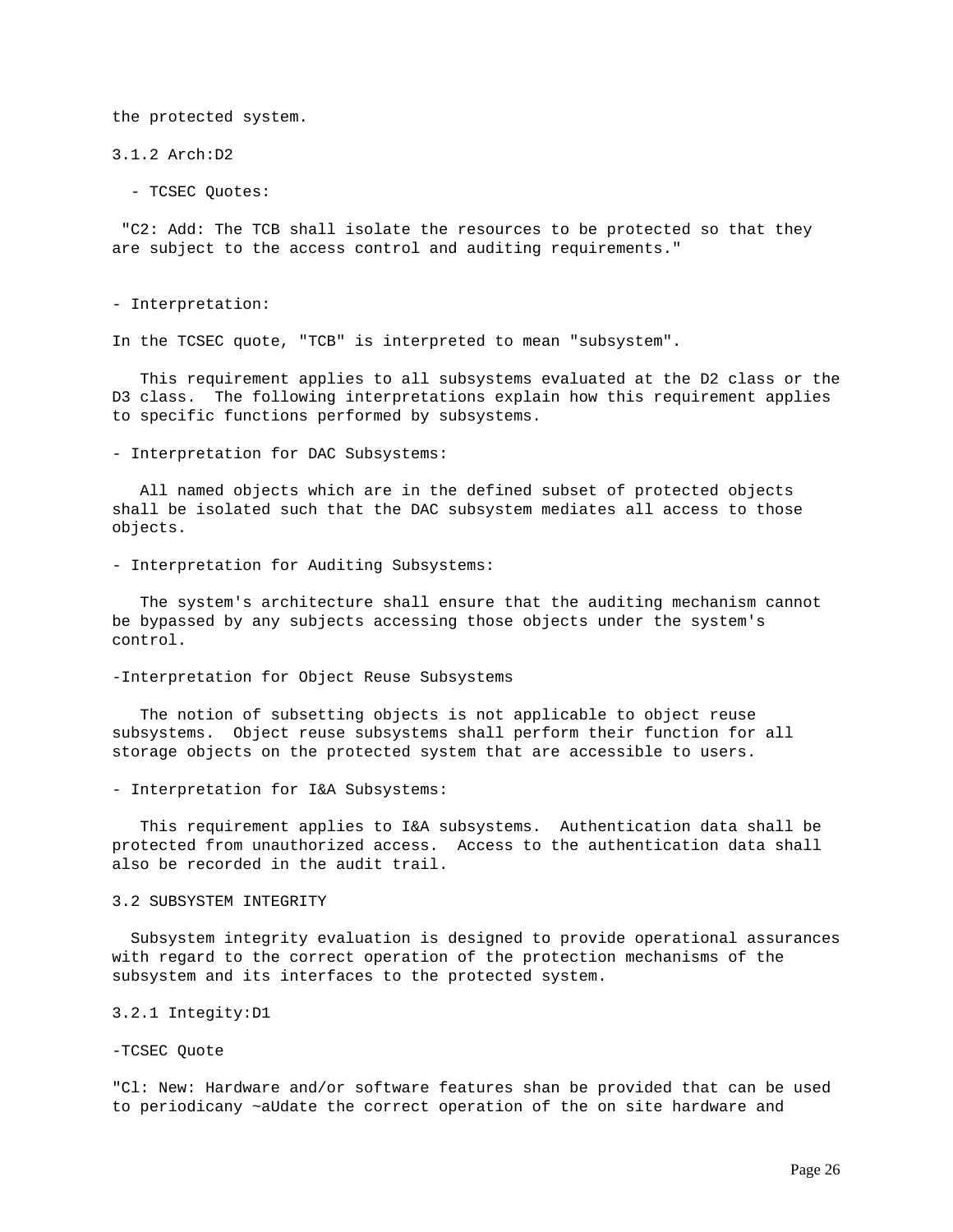the protected system.

### 3.1.2 Arch:D2

- TCSEC Quotes:

"C2: Add: The TCB shall isolate the resources to be protected so that they are subject to the access control and auditing requirements."

- Interpretation:

In the TCSEC quote, "TCB" is interpreted to mean "subsystem".

This requirement applies to all subsystems evaluated at the D2 class or the D3 class. The following interpretations explain how this requirement applies to specific functions performed by subsystems.

- Interpretation for DAC Subsystems:

All named objects which are in the defined subset of protected objects shall be isolated such that the DAC subsystem mediates all access to those objects.

- Interpretation for Auditing Subsystems:

The system's architecture shall ensure that the auditing mechanism cannot be bypassed by any subjects accessing those objects under the system's control.

-Interpretation for Object Reuse Subsystems

The notion of subsetting objects is not applicable to object reuse subsystems. Object reuse subsystems shall perform their function for all storage objects on the protected system that are accessible to users.

- Interpretation for I&A Subsystems:

This requirement applies to I&A subsystems. Authentication data shall be protected from unauthorized access. Access to the authentication data shall also be recorded in the audit trail.

## 3.2 SUBSYSTEM INTEGRITY

Subsystem integrity evaluation is designed to provide operational assurances with regard to the correct operation of the protection mechanisms of the subsystem and its interfaces to the protected system.

### 3.2.1 Integity:D1

-TCSEC Quote

"Cl: New: Hardware and/or software features shan be provided that can be used to periodicany ~aUdate the correct operation of the on site hardware and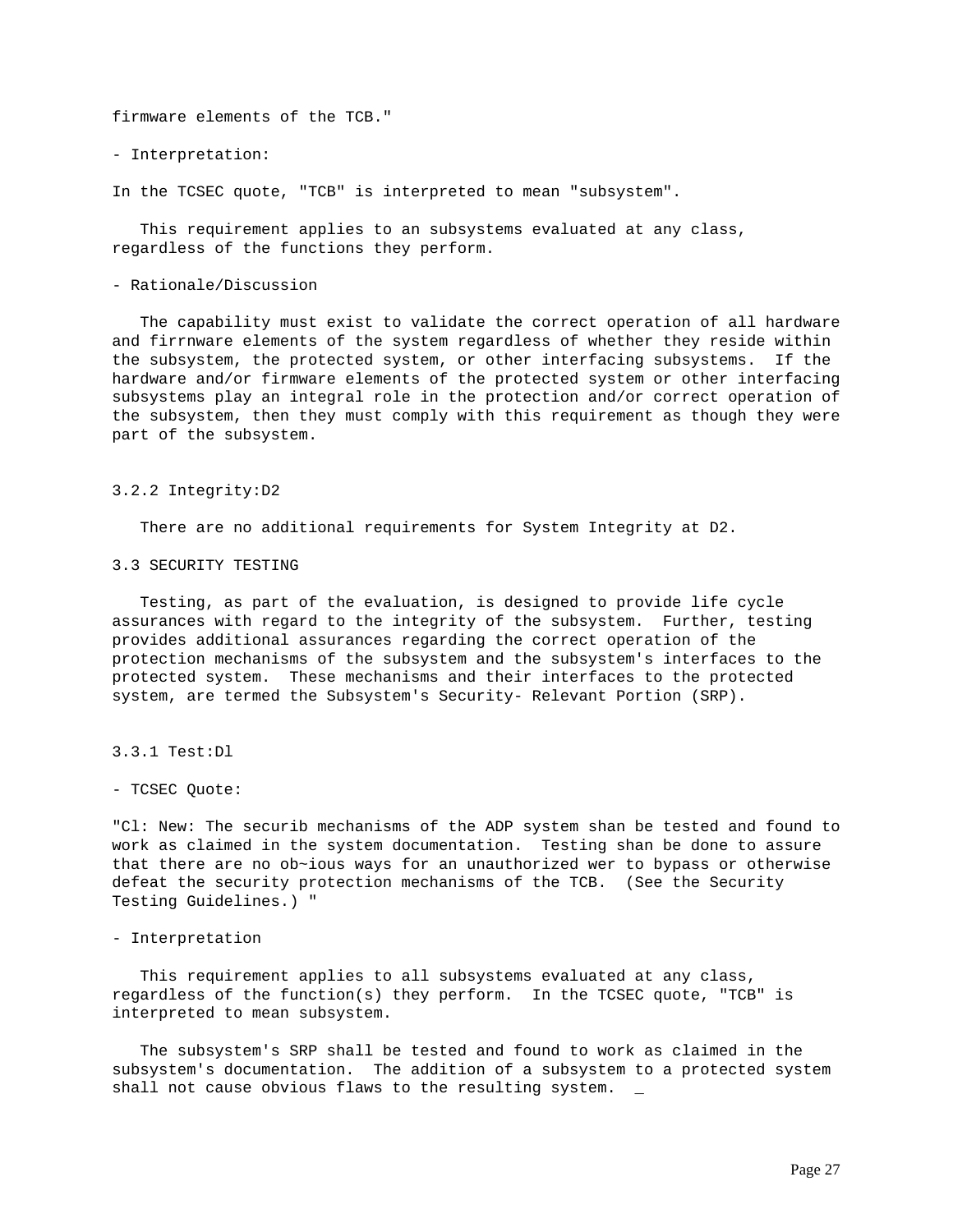firmware elements of the TCB."

- Interpretation:

In the TCSEC quote, "TCB" is interpreted to mean "subsystem".

This requirement applies to an subsystems evaluated at any class, regardless of the functions they perform.

- Rationale/Discussion

The capability must exist to validate the correct operation of all hardware and firrnware elements of the system regardless of whether they reside within the subsystem, the protected system, or other interfacing subsystems. If the hardware and/or firmware elements of the protected system or other interfacing subsystems play an integral role in the protection and/or correct operation of the subsystem, then they must comply with this requirement as though they were part of the subsystem.

### 3.2.2 Integrity:D2

There are no additional requirements for System Integrity at D2.

## 3.3 SECURITY TESTING

Testing, as part of the evaluation, is designed to provide life cycle assurances with regard to the integrity of the subsystem. Further, testing provides additional assurances regarding the correct operation of the protection mechanisms of the subsystem and the subsystem's interfaces to the protected system. These mechanisms and their interfaces to the protected system, are termed the Subsystem's Security- Relevant Portion (SRP).

### 3.3.1 Test:Dl

- TCSEC Quote:

"Cl: New: The securib mechanisms of the ADP system shan be tested and found to work as claimed in the system documentation. Testing shan be done to assure that there are no ob~ious ways for an unauthorized wer to bypass or otherwise defeat the security protection mechanisms of the TCB. (See the Security Testing Guidelines.) "

- Interpretation

This requirement applies to all subsystems evaluated at any class, regardless of the function(s) they perform. In the TCSEC quote, "TCB" is interpreted to mean subsystem.

The subsystem's SRP shall be tested and found to work as claimed in the subsystem's documentation. The addition of a subsystem to a protected system shall not cause obvious flaws to the resulting system. _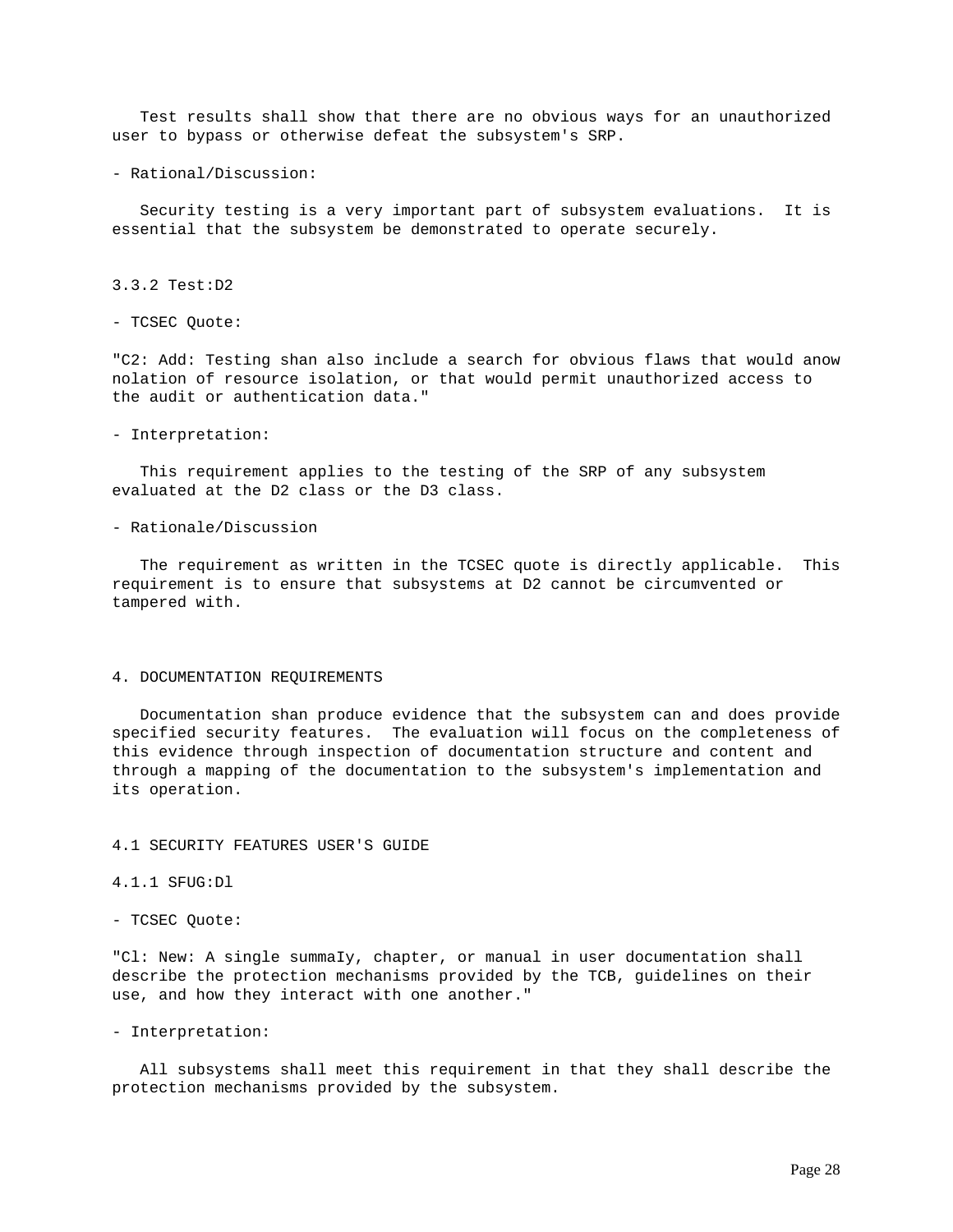Test results shall show that there are no obvious ways for an unauthorized user to bypass or otherwise defeat the subsystem's SRP.

- Rational/Discussion:

Security testing is a very important part of subsystem evaluations. It is essential that the subsystem be demonstrated to operate securely.

3.3.2 Test:D2

- TCSEC Quote:

"C2: Add: Testing shan also include a search for obvious flaws that would anow nolation of resource isolation, or that would permit unauthorized access to the audit or authentication data."

- Interpretation:

This requirement applies to the testing of the SRP of any subsystem evaluated at the D2 class or the D3 class.

- Rationale/Discussion

The requirement as written in the TCSEC quote is directly applicable. This requirement is to ensure that subsystems at D2 cannot be circumvented or tampered with.

4. DOCUMENTATION REQUIREMENTS

Documentation shan produce evidence that the subsystem can and does provide specified security features. The evaluation will focus on the completeness of this evidence through inspection of documentation structure and content and through a mapping of the documentation to the subsystem's implementation and its operation.

4.1 SECURITY FEATURES USER'S GUIDE

4.1.1 SFUG:Dl

- TCSEC Quote:

"Cl: New: A single summaIy, chapter, or manual in user documentation shall describe the protection mechanisms provided by the TCB, guidelines on their use, and how they interact with one another."

- Interpretation:

All subsystems shall meet this requirement in that they shall describe the protection mechanisms provided by the subsystem.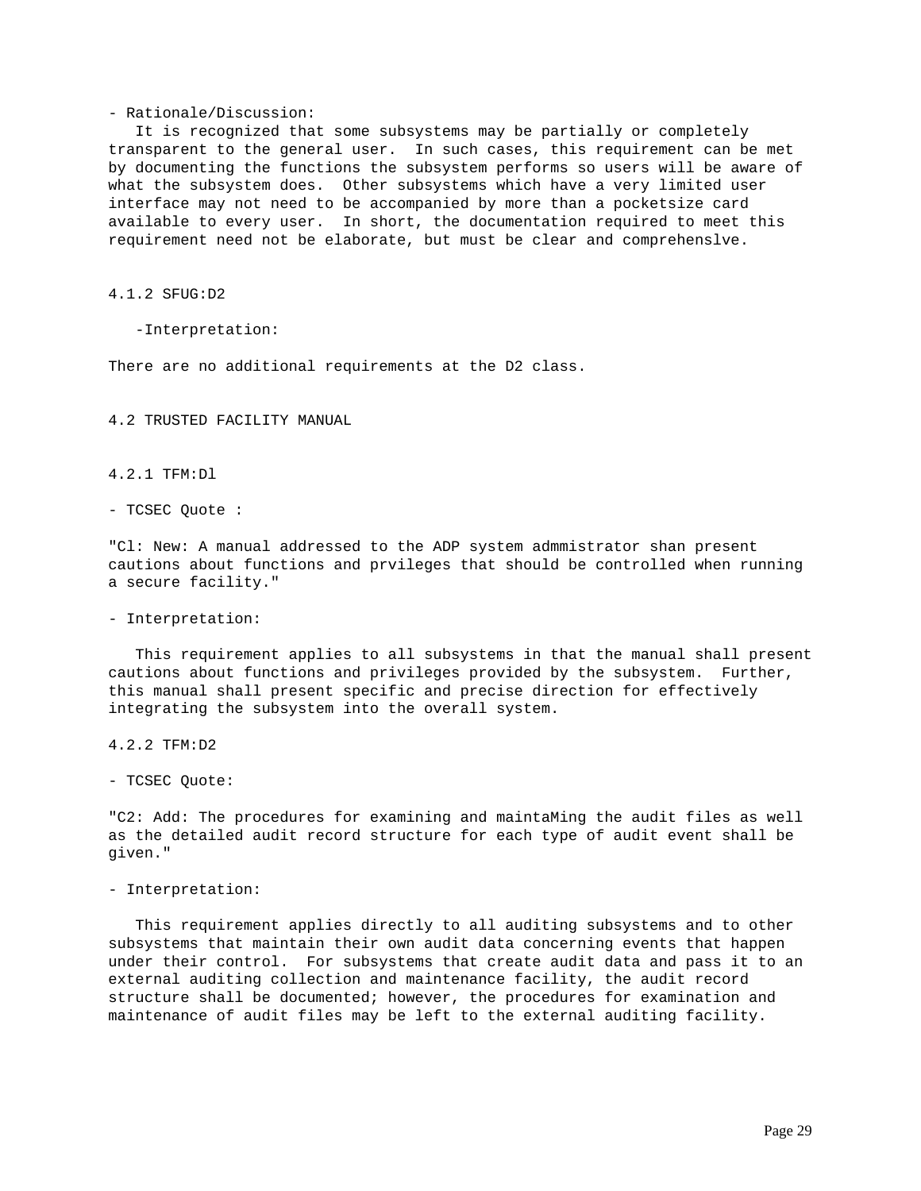- Rationale/Discussion:

It is recognized that some subsystems may be partially or completely transparent to the general user. In such cases, this requirement can be met by documenting the functions the subsystem performs so users will be aware of what the subsystem does. Other subsystems which have a very limited user interface may not need to be accompanied by more than a pocketsize card available to every user. In short, the documentation required to meet this requirement need not be elaborate, but must be clear and comprehenslve.

### 4.1.2 SFUG:D2

-Interpretation:

There are no additional requirements at the D2 class.

## 4.2 TRUSTED FACILITY MANUAL

### 4.2.1 TFM:Dl

- TCSEC Quote :

"Cl: New: A manual addressed to the ADP system admmistrator shan present cautions about functions and prvileges that should be controlled when running a secure facility."

- Interpretation:

This requirement applies to all subsystems in that the manual shall present cautions about functions and privileges provided by the subsystem. Further, this manual shall present specific and precise direction for effectively integrating the subsystem into the overall system.

### 4.2.2 TFM:D2

- TCSEC Quote:

"C2: Add: The procedures for examining and maintaMing the audit files as well as the detailed audit record structure for each type of audit event shall be given."

- Interpretation:

This requirement applies directly to all auditing subsystems and to other subsystems that maintain their own audit data concerning events that happen under their control. For subsystems that create audit data and pass it to an external auditing collection and maintenance facility, the audit record structure shall be documented; however, the procedures for examination and maintenance of audit files may be left to the external auditing facility.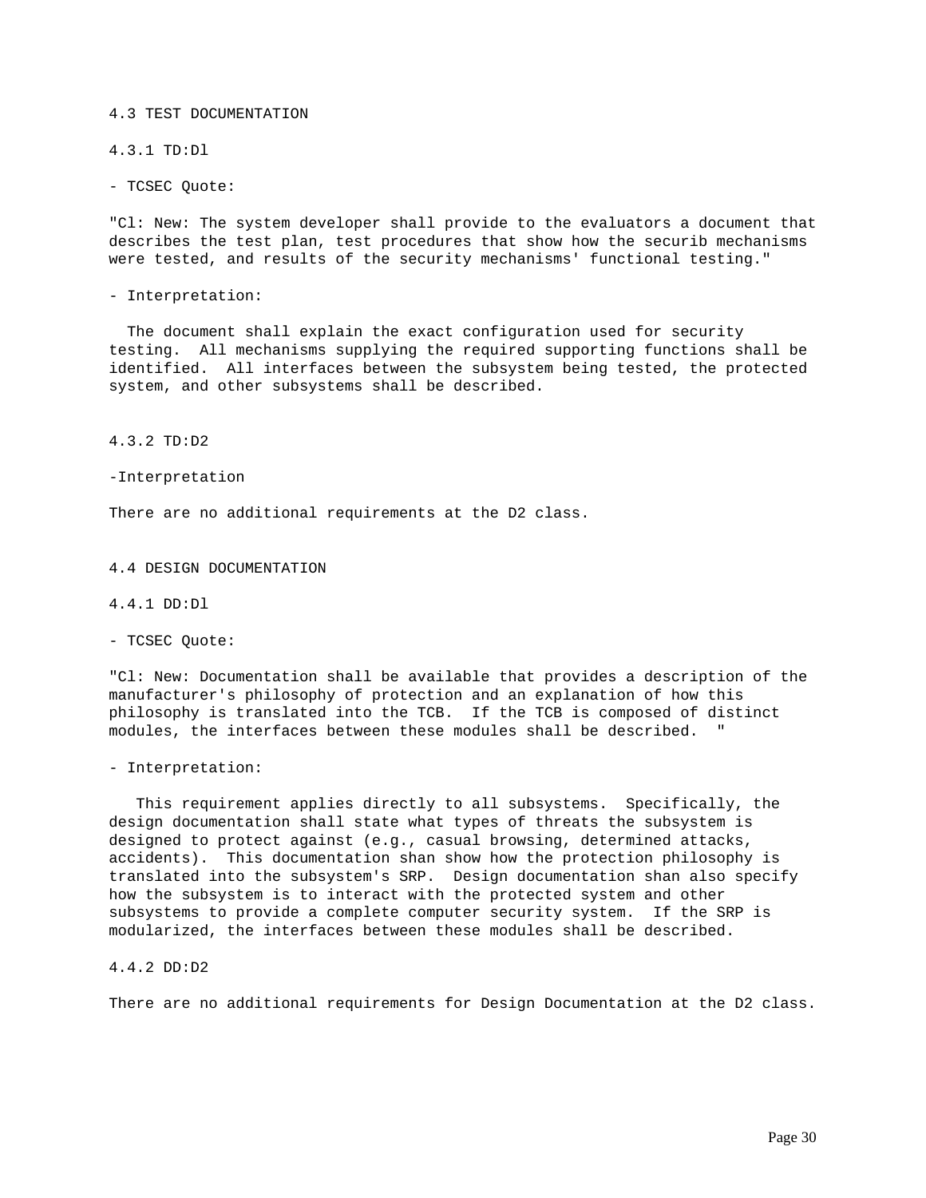## 4.3 TEST DOCUMENTATION

### 4.3.1 TD:Dl

- TCSEC Quote:

"Cl: New: The system developer shall provide to the evaluators a document that describes the test plan, test procedures that show how the securib mechanisms were tested, and results of the security mechanisms' functional testing."

- Interpretation:

The document shall explain the exact configuration used for security testing. All mechanisms supplying the required supporting functions shall be identified. All interfaces between the subsystem being tested, the protected system, and other subsystems shall be described.

### 4.3.2 TD:D2

-Interpretation

There are no additional requirements at the D2 class.

## 4.4 DESIGN DOCUMENTATION

### 4.4.1 DD:Dl

- TCSEC Quote:

"Cl: New: Documentation shall be available that provides a description of the manufacturer's philosophy of protection and an explanation of how this philosophy is translated into the TCB. If the TCB is composed of distinct modules, the interfaces between these modules shall be described. "

- Interpretation:

This requirement applies directly to all subsystems. Specifically, the design documentation shall state what types of threats the subsystem is designed to protect against (e.g., casual browsing, determined attacks, accidents). This documentation shan show how the protection philosophy is translated into the subsystem's SRP. Design documentation shan also specify how the subsystem is to interact with the protected system and other subsystems to provide a complete computer security system. If the SRP is modularized, the interfaces between these modules shall be described.

### 4.4.2 DD:D2

There are no additional requirements for Design Documentation at the D2 class.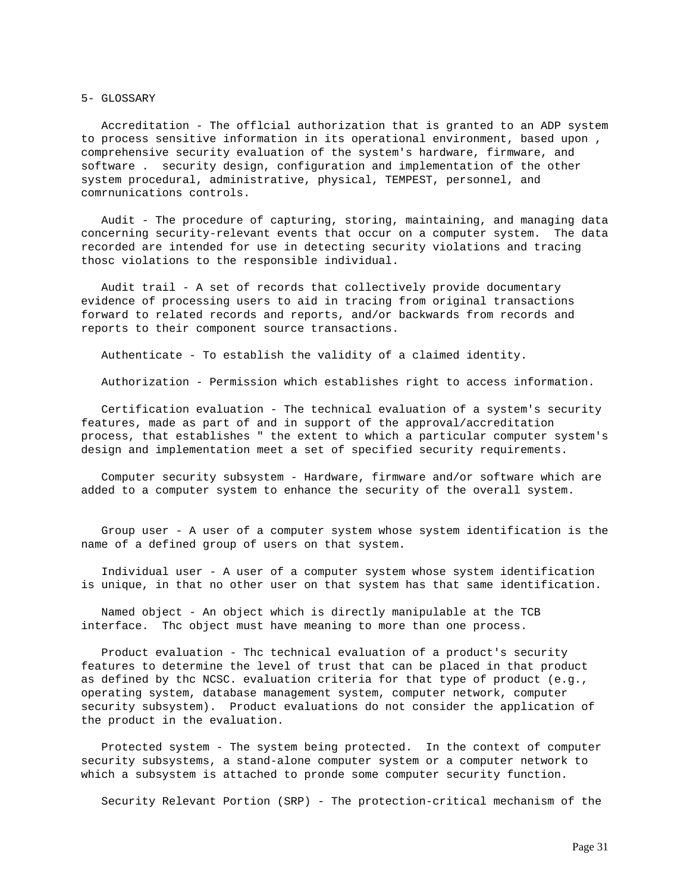5- GLOSSARY

Accreditation - The offlcial authorization that is granted to an ADP system to process sensitive information in its operational environment, based upon , comprehensive security evaluation of the system's hardware, firmware, and software . security design, configuration and implementation of the other system procedural, administrative, physical, TEMPEST, personnel, and comrnunications controls.

Audit - The procedure of capturing, storing, maintaining, and managing data concerning security-relevant events that occur on a computer system. The data recorded are intended for use in detecting security violations and tracing thosc violations to the responsible individual.

Audit trail - A set of records that collectively provide documentary evidence of processing users to aid in tracing from original transactions forward to related records and reports, and/or backwards from records and reports to their component source transactions.

Authenticate - To establish the validity of a claimed identity.

Authorization - Permission which establishes right to access information.

Certification evaluation - The technical evaluation of a system's security features, made as part of and in support of the approval/accreditation process, that establishes " the extent to which a particular computer system's design and implementation meet a set of specified security requirements.

Computer security subsystem - Hardware, firmware and/or software which are added to a computer system to enhance the security of the overall system.

Group user - A user of a computer system whose system identification is the name of a defined group of users on that system.

Individual user - A user of a computer system whose system identification is unique, in that no other user on that system has that same identification.

Named object - An object which is directly manipulable at the TCB interface. Thc object must have meaning to more than one process.

Product evaluation - Thc technical evaluation of a product's security features to determine the level of trust that can be placed in that product as defined by thc NCSC. evaluation criteria for that type of product (e.g., operating system, database management system, computer network, computer security subsystem). Product evaluations do not consider the application of the product in the evaluation.

Protected system - The system being protected. In the context of computer security subsystems, a stand-alone computer system or a computer network to which a subsystem is attached to pronde some computer security function.

Security Relevant Portion (SRP) - The protection-critical mechanism of the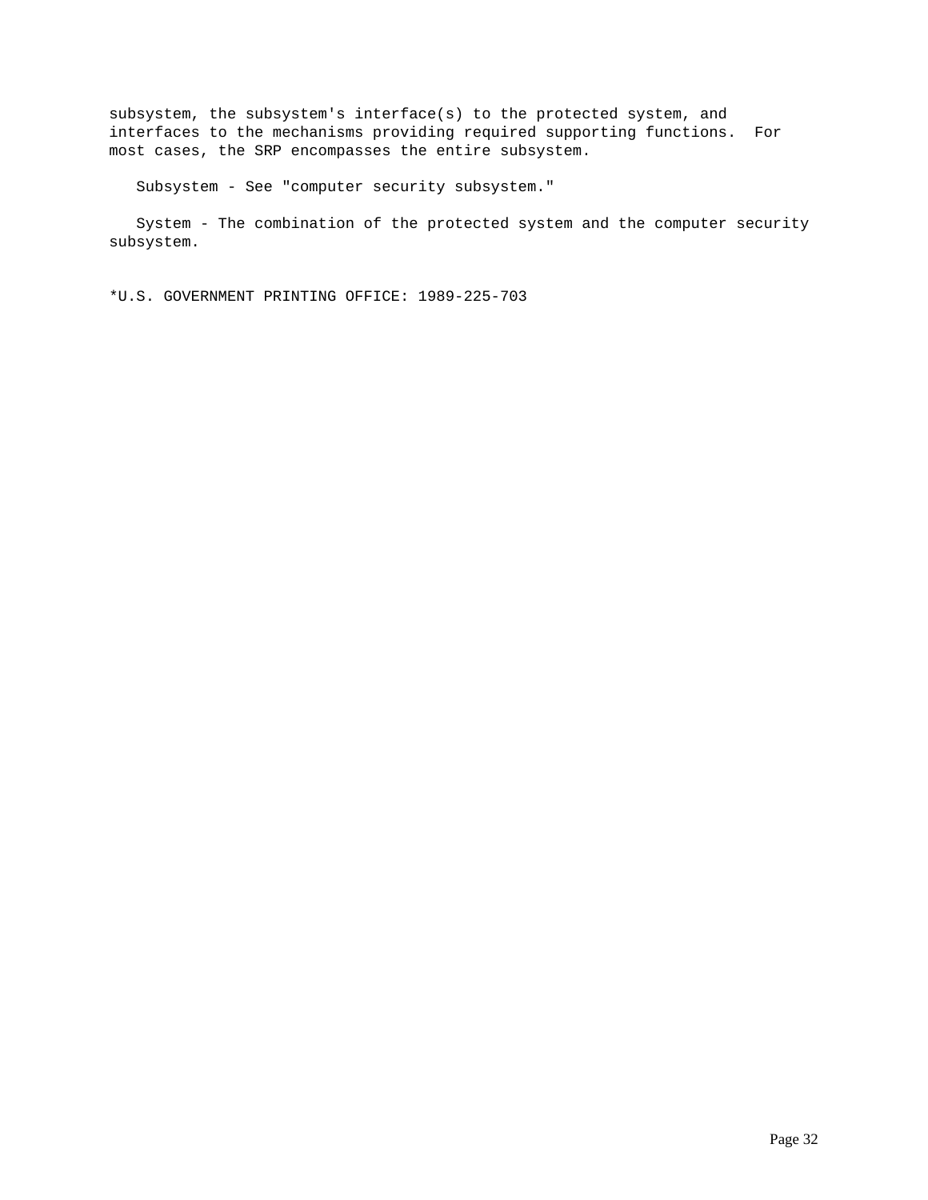subsystem, the subsystem's interface(s) to the protected system, and interfaces to the mechanisms providing required supporting functions. For most cases, the SRP encompasses the entire subsystem.

Subsystem - See "computer security subsystem."

System - The combination of the protected system and the computer security subsystem.

*U.S. GOVERNMENT PRINTING OFFICE: 1989-225-703